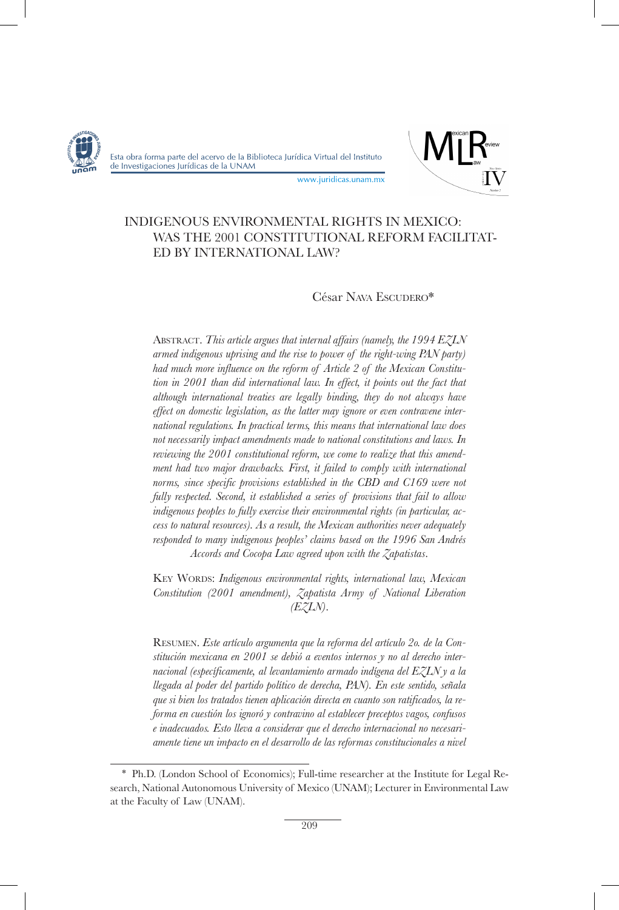# INDIGENOUS ENVIRONMENTAL RIGHTS IN MEXICO: WAS THE 2001 CONSTITUTIONAL REFORM FACILITATED BY INTERNATIONAL LAW?

César Nava Escudero*

Abstract. *This article argues that internal affairs (namely, the 1994 EZLN armed indigenous uprising and the rise to power of the right-wing PAN party) had much more influence on the reform of Article 2 of the Mexican Constitution in 2001 than did international law. In effect, it points out the fact that although international treaties are legally binding, they do not always have effect on domestic legislation, as the latter may ignore or even contravene international regulations. In practical terms, this means that international law does not necessarily impact amendments made to national constitutions and laws. In reviewing the 2001 constitutional reform, we come to realize that this amendment had two major drawbacks. First, it failed to comply with international norms, since specific provisions established in the CBD and C169 were not fully respected. Second, it established a series of provisions that fail to allow indigenous peoples to fully exercise their environmental rights (in particular, access to natural resources). As a result, the Mexican authorities never adequately responded to many indigenous peoples' claims based on the 1996 San Andrés Accords and Cocopa Law agreed upon with the Zapatistas.*

Key Words: *Indigenous environmental rights, international law, Mexican Constitution (2001 amendment), Zapatista Army of National Liberation (EZLN).*

Resumen. *Este artículo argumenta que la reforma del artículo 2o. de la Constitución mexicana en 2001 se debió a eventos internos y no al derecho internacional (específicamente, al levantamiento armado indígena del EZLN y a la llegada al poder del partido político de derecha, PAN). En este sentido, señala que si bien los tratados tienen aplicación directa en cuanto son ratificados, la reforma en cuestión los ignoró y contravino al establecer preceptos vagos, confusos e inadecuados. Esto lleva a considerar que el derecho internacional no necesariamente tiene un impacto en el desarrollo de las reformas constitucionales a nivel*

---

\* Ph.D. (London School of Economics); Full-time researcher at the Institute for Legal Research, National Autonomous University of Mexico (UNAM); Lecturer in Environmental Law at the Faculty of Law (UNAM).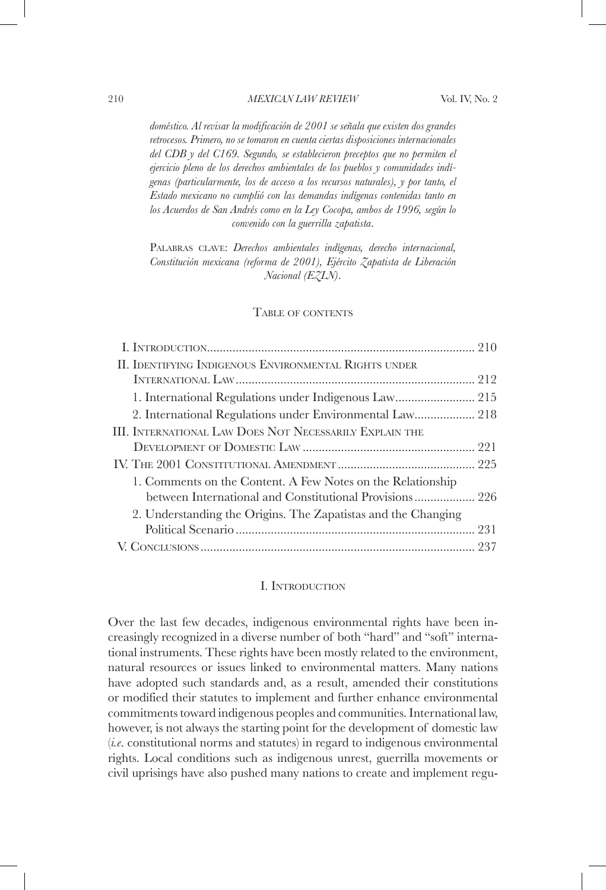*doméstico. Al revisar la modificación de 2001 se señala que existen dos grandes retrocesos. Primero, no se tomaron en cuenta ciertas disposiciones internacionales del CDB y del C169. Segundo, se establecieron preceptos que no permiten el ejercicio pleno de los derechos ambientales de los pueblos y comunidades indígenas (particularmente, los de acceso a los recursos naturales), y por tanto, el Estado mexicano no cumplió con las demandas indígenas contenidas tanto en los Acuerdos de San Andrés como en la Ley Cocopa, ambos de 1996, según lo convenido con la guerrilla zapatista.*

Palabras clave: *Derechos ambientales indígenas, derecho internacional, Constitución mexicana (reforma de 2001), Ejército Zapatista de Liberación Nacional (EZLN).*

Table of contents

I. Introduction .... 210
II. Identifying Indigenous Environmental Rights under International Law .... 212
 1. International Regulations under Indigenous Law .... 215
 2. International Regulations under Environmental Law .... 218
III. International Law Does Not Necessarily Explain the Development of Domestic Law .... 221
IV. The 2001 Constitutional Amendment .... 225
 1. Comments on the Content. A Few Notes on the Relationship between International and Constitutional Provisions .... 226
 2. Understanding the Origins. The Zapatistas and the Changing Political Scenario .... 231
V. Conclusions .... 237

## I. Introduction

Over the last few decades, indigenous environmental rights have been increasingly recognized in a diverse number of both "hard" and "soft" international instruments. These rights have been mostly related to the environment, natural resources or issues linked to environmental matters. Many nations have adopted such standards and, as a result, amended their constitutions or modified their statutes to implement and further enhance environmental commitments toward indigenous peoples and communities. International law, however, is not always the starting point for the development of domestic law (*i.e.* constitutional norms and statutes) in regard to indigenous environmental rights. Local conditions such as indigenous unrest, guerrilla movements or civil uprisings have also pushed many nations to create and implement regu-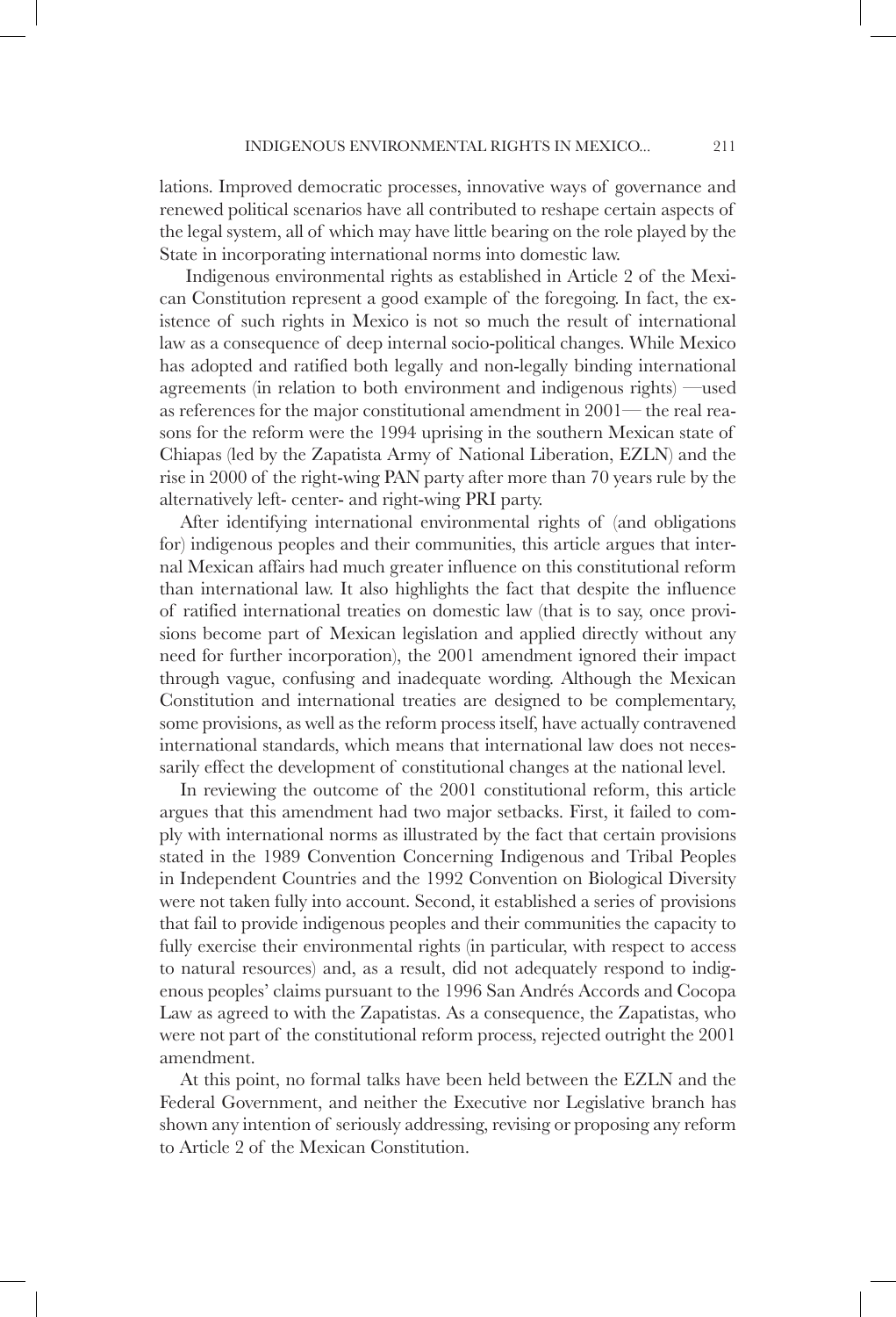lations. Improved democratic processes, innovative ways of governance and renewed political scenarios have all contributed to reshape certain aspects of the legal system, all of which may have little bearing on the role played by the State in incorporating international norms into domestic law.

Indigenous environmental rights as established in Article 2 of the Mexican Constitution represent a good example of the foregoing. In fact, the existence of such rights in Mexico is not so much the result of international law as a consequence of deep internal socio-political changes. While Mexico has adopted and ratified both legally and non-legally binding international agreements (in relation to both environment and indigenous rights) —used as references for the major constitutional amendment in 2001— the real reasons for the reform were the 1994 uprising in the southern Mexican state of Chiapas (led by the Zapatista Army of National Liberation, EZLN) and the rise in 2000 of the right-wing PAN party after more than 70 years rule by the alternatively left- center- and right-wing PRI party.

After identifying international environmental rights of (and obligations for) indigenous peoples and their communities, this article argues that internal Mexican affairs had much greater influence on this constitutional reform than international law. It also highlights the fact that despite the influence of ratified international treaties on domestic law (that is to say, once provisions become part of Mexican legislation and applied directly without any need for further incorporation), the 2001 amendment ignored their impact through vague, confusing and inadequate wording. Although the Mexican Constitution and international treaties are designed to be complementary, some provisions, as well as the reform process itself, have actually contravened international standards, which means that international law does not necessarily effect the development of constitutional changes at the national level.

In reviewing the outcome of the 2001 constitutional reform, this article argues that this amendment had two major setbacks. First, it failed to comply with international norms as illustrated by the fact that certain provisions stated in the 1989 Convention Concerning Indigenous and Tribal Peoples in Independent Countries and the 1992 Convention on Biological Diversity were not taken fully into account. Second, it established a series of provisions that fail to provide indigenous peoples and their communities the capacity to fully exercise their environmental rights (in particular, with respect to access to natural resources) and, as a result, did not adequately respond to indigenous peoples' claims pursuant to the 1996 San Andrés Accords and Cocopa Law as agreed to with the Zapatistas. As a consequence, the Zapatistas, who were not part of the constitutional reform process, rejected outright the 2001 amendment.

At this point, no formal talks have been held between the EZLN and the Federal Government, and neither the Executive nor Legislative branch has shown any intention of seriously addressing, revising or proposing any reform to Article 2 of the Mexican Constitution.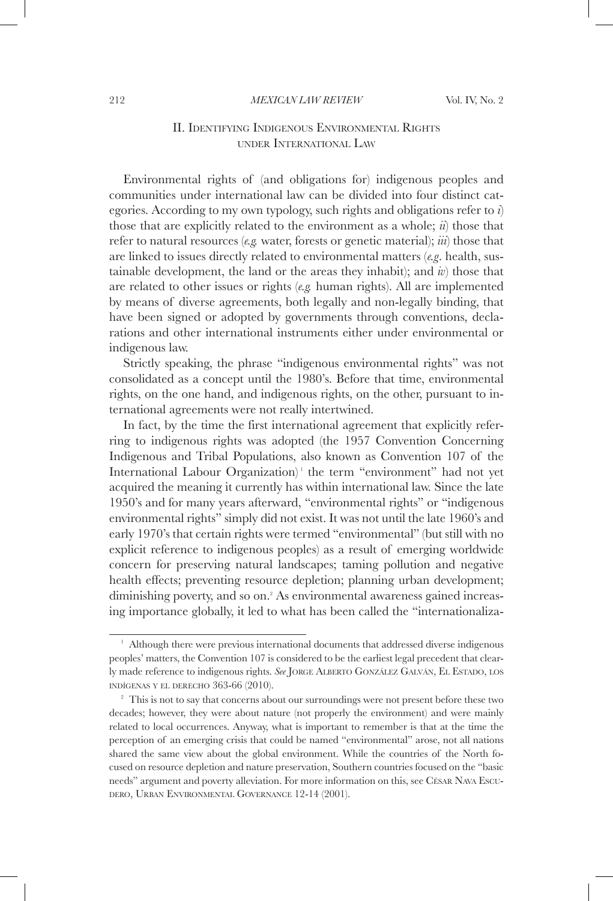## II. Identifying Indigenous Environmental Rights under International Law

Environmental rights of (and obligations for) indigenous peoples and communities under international law can be divided into four distinct categories. According to my own typology, such rights and obligations refer to *i*) those that are explicitly related to the environment as a whole; *ii*) those that refer to natural resources (*e.g.* water, forests or genetic material); *iii*) those that are linked to issues directly related to environmental matters (*e.g*. health, sustainable development, the land or the areas they inhabit); and *iv*) those that are related to other issues or rights (*e.g.* human rights). All are implemented by means of diverse agreements, both legally and non-legally binding, that have been signed or adopted by governments through conventions, declarations and other international instruments either under environmental or indigenous law.

Strictly speaking, the phrase "indigenous environmental rights" was not consolidated as a concept until the 1980's. Before that time, environmental rights, on the one hand, and indigenous rights, on the other, pursuant to international agreements were not really intertwined.

In fact, by the time the first international agreement that explicitly referring to indigenous rights was adopted (the 1957 Convention Concerning Indigenous and Tribal Populations, also known as Convention 107 of the International Labour Organization)[1] the term "environment" had not yet acquired the meaning it currently has within international law. Since the late 1950's and for many years afterward, "environmental rights" or "indigenous environmental rights" simply did not exist. It was not until the late 1960's and early 1970's that certain rights were termed "environmental" (but still with no explicit reference to indigenous peoples) as a result of emerging worldwide concern for preserving natural landscapes; taming pollution and negative health effects; preventing resource depletion; planning urban development; diminishing poverty, and so on.[2] As environmental awareness gained increasing importance globally, it led to what has been called the "internationaliza-

---

[1] Although there were previous international documents that addressed diverse indigenous peoples' matters, the Convention 107 is considered to be the earliest legal precedent that clearly made reference to indigenous rights. *See* Jorge Alberto González Galván, El Estado, los indígenas y el derecho 363-66 (2010).

[2] This is not to say that concerns about our surroundings were not present before these two decades; however, they were about nature (not properly the environment) and were mainly related to local occurrences. Anyway, what is important to remember is that at the time the perception of an emerging crisis that could be named "environmental" arose, not all nations shared the same view about the global environment. While the countries of the North focused on resource depletion and nature preservation, Southern countries focused on the "basic needs" argument and poverty alleviation. For more information on this, see César Nava Escudero, Urban Environmental Governance 12-14 (2001).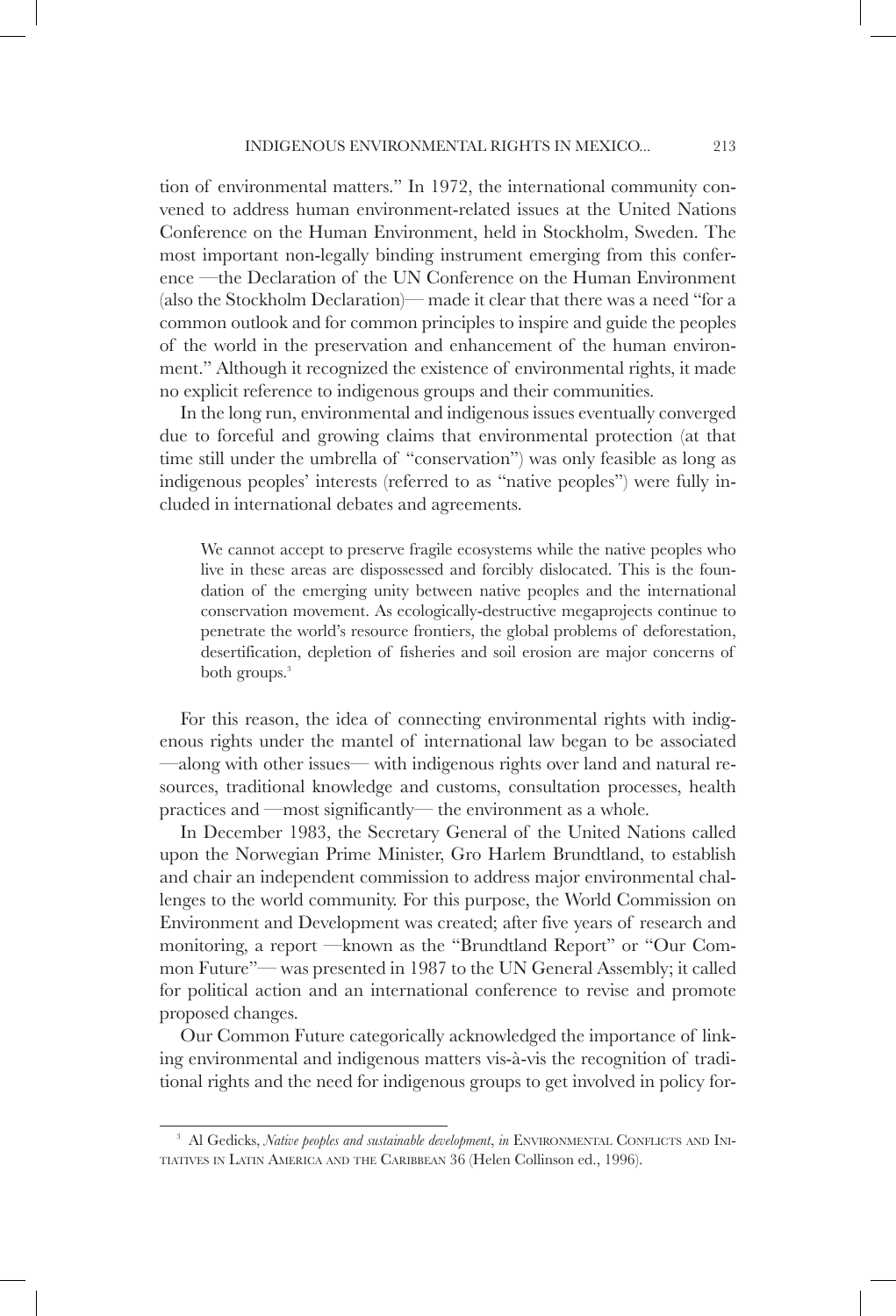tion of environmental matters." In 1972, the international community convened to address human environment-related issues at the United Nations Conference on the Human Environment, held in Stockholm, Sweden. The most important non-legally binding instrument emerging from this conference —the Declaration of the UN Conference on the Human Environment (also the Stockholm Declaration)— made it clear that there was a need "for a common outlook and for common principles to inspire and guide the peoples of the world in the preservation and enhancement of the human environment." Although it recognized the existence of environmental rights, it made no explicit reference to indigenous groups and their communities.

In the long run, environmental and indigenous issues eventually converged due to forceful and growing claims that environmental protection (at that time still under the umbrella of "conservation") was only feasible as long as indigenous peoples' interests (referred to as "native peoples") were fully included in international debates and agreements.

> We cannot accept to preserve fragile ecosystems while the native peoples who live in these areas are dispossessed and forcibly dislocated. This is the foundation of the emerging unity between native peoples and the international conservation movement. As ecologically-destructive megaprojects continue to penetrate the world's resource frontiers, the global problems of deforestation, desertification, depletion of fisheries and soil erosion are major concerns of both groups.[3]

For this reason, the idea of connecting environmental rights with indigenous rights under the mantel of international law began to be associated —along with other issues— with indigenous rights over land and natural resources, traditional knowledge and customs, consultation processes, health practices and —most significantly— the environment as a whole.

In December 1983, the Secretary General of the United Nations called upon the Norwegian Prime Minister, Gro Harlem Brundtland, to establish and chair an independent commission to address major environmental challenges to the world community. For this purpose, the World Commission on Environment and Development was created; after five years of research and monitoring, a report —known as the "Brundtland Report" or "Our Common Future"— was presented in 1987 to the UN General Assembly; it called for political action and an international conference to revise and promote proposed changes.

Our Common Future categorically acknowledged the importance of linking environmental and indigenous matters vis-à-vis the recognition of traditional rights and the need for indigenous groups to get involved in policy for-

---

[3] Al Gedicks, *Native peoples and sustainable development*, *in* Environmental Conflicts and Initiatives in Latin America and the Caribbean 36 (Helen Collinson ed., 1996).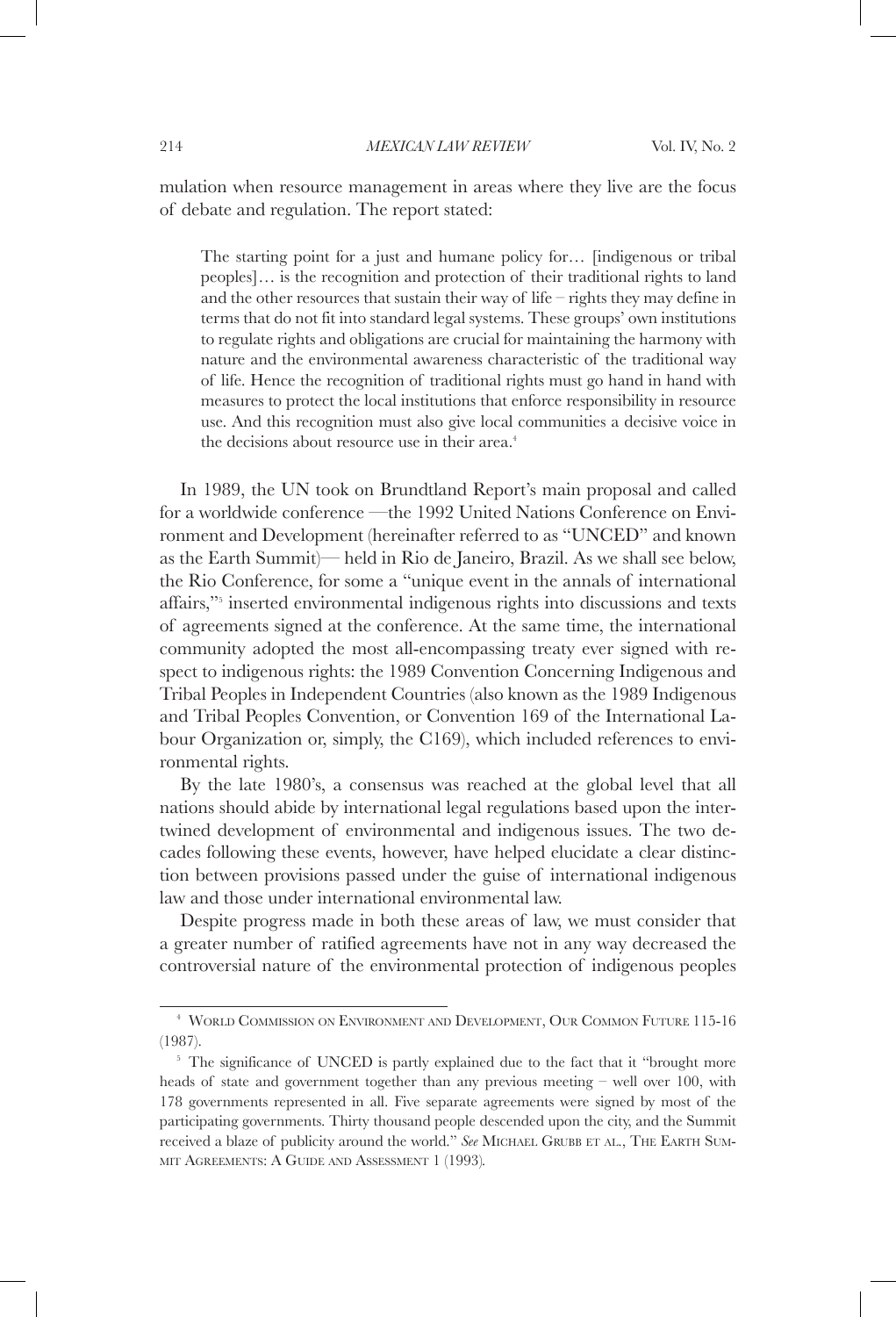mulation when resource management in areas where they live are the focus of debate and regulation. The report stated:

> The starting point for a just and humane policy for… [indigenous or tribal peoples]… is the recognition and protection of their traditional rights to land and the other resources that sustain their way of life – rights they may define in terms that do not fit into standard legal systems. These groups' own institutions to regulate rights and obligations are crucial for maintaining the harmony with nature and the environmental awareness characteristic of the traditional way of life. Hence the recognition of traditional rights must go hand in hand with measures to protect the local institutions that enforce responsibility in resource use. And this recognition must also give local communities a decisive voice in the decisions about resource use in their area.[4]

In 1989, the UN took on Brundtland Report's main proposal and called for a worldwide conference —the 1992 United Nations Conference on Environment and Development (hereinafter referred to as "UNCED" and known as the Earth Summit)— held in Rio de Janeiro, Brazil. As we shall see below, the Rio Conference, for some a "unique event in the annals of international affairs,"[5] inserted environmental indigenous rights into discussions and texts of agreements signed at the conference. At the same time, the international community adopted the most all-encompassing treaty ever signed with respect to indigenous rights: the 1989 Convention Concerning Indigenous and Tribal Peoples in Independent Countries (also known as the 1989 Indigenous and Tribal Peoples Convention, or Convention 169 of the International Labour Organization or, simply, the C169), which included references to environmental rights.

By the late 1980's, a consensus was reached at the global level that all nations should abide by international legal regulations based upon the intertwined development of environmental and indigenous issues. The two decades following these events, however, have helped elucidate a clear distinction between provisions passed under the guise of international indigenous law and those under international environmental law.

Despite progress made in both these areas of law, we must consider that a greater number of ratified agreements have not in any way decreased the controversial nature of the environmental protection of indigenous peoples

---

[4] World Commission on Environment and Development, Our Common Future 115-16 (1987).

[5] The significance of UNCED is partly explained due to the fact that it "brought more heads of state and government together than any previous meeting – well over 100, with 178 governments represented in all. Five separate agreements were signed by most of the participating governments. Thirty thousand people descended upon the city, and the Summit received a blaze of publicity around the world." *See* Michael Grubb et al., The Earth Summit Agreements: A Guide and Assessment 1 (1993).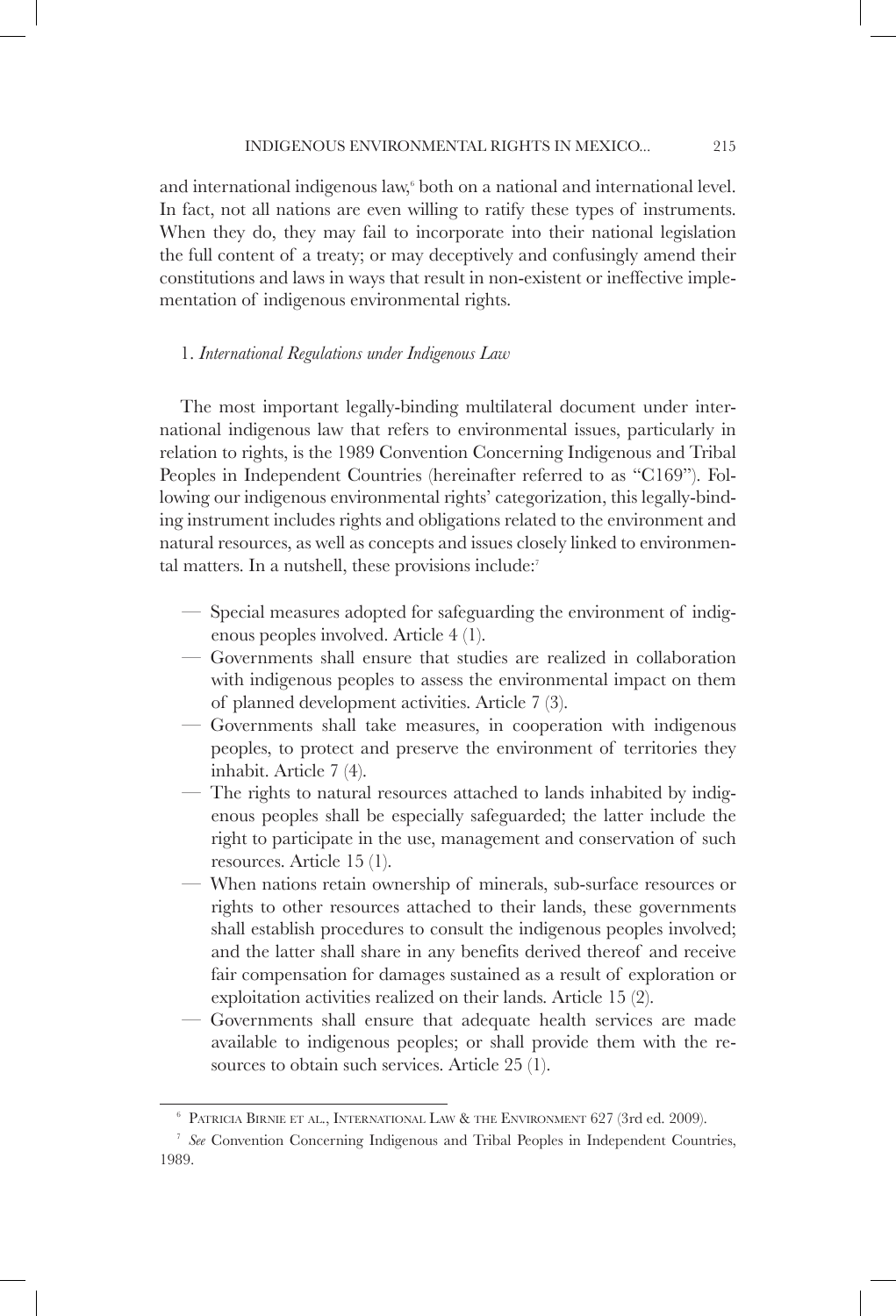and international indigenous law,[6] both on a national and international level. In fact, not all nations are even willing to ratify these types of instruments. When they do, they may fail to incorporate into their national legislation the full content of a treaty; or may deceptively and confusingly amend their constitutions and laws in ways that result in non-existent or ineffective implementation of indigenous environmental rights.

### 1. *International Regulations under Indigenous Law*

The most important legally-binding multilateral document under international indigenous law that refers to environmental issues, particularly in relation to rights, is the 1989 Convention Concerning Indigenous and Tribal Peoples in Independent Countries (hereinafter referred to as "C169"). Following our indigenous environmental rights' categorization, this legally-binding instrument includes rights and obligations related to the environment and natural resources, as well as concepts and issues closely linked to environmental matters. In a nutshell, these provisions include:[7]

- Special measures adopted for safeguarding the environment of indigenous peoples involved. Article 4 (1).
- Governments shall ensure that studies are realized in collaboration with indigenous peoples to assess the environmental impact on them of planned development activities. Article 7 (3).
- Governments shall take measures, in cooperation with indigenous peoples, to protect and preserve the environment of territories they inhabit. Article 7 (4).
- The rights to natural resources attached to lands inhabited by indigenous peoples shall be especially safeguarded; the latter include the right to participate in the use, management and conservation of such resources. Article 15 (1).
- When nations retain ownership of minerals, sub-surface resources or rights to other resources attached to their lands, these governments shall establish procedures to consult the indigenous peoples involved; and the latter shall share in any benefits derived thereof and receive fair compensation for damages sustained as a result of exploration or exploitation activities realized on their lands. Article 15 (2).
- Governments shall ensure that adequate health services are made available to indigenous peoples; or shall provide them with the resources to obtain such services. Article 25 (1).

---

[6] Patricia Birnie et al., International Law & the Environment 627 (3rd ed. 2009).

[7] *See* Convention Concerning Indigenous and Tribal Peoples in Independent Countries, 1989.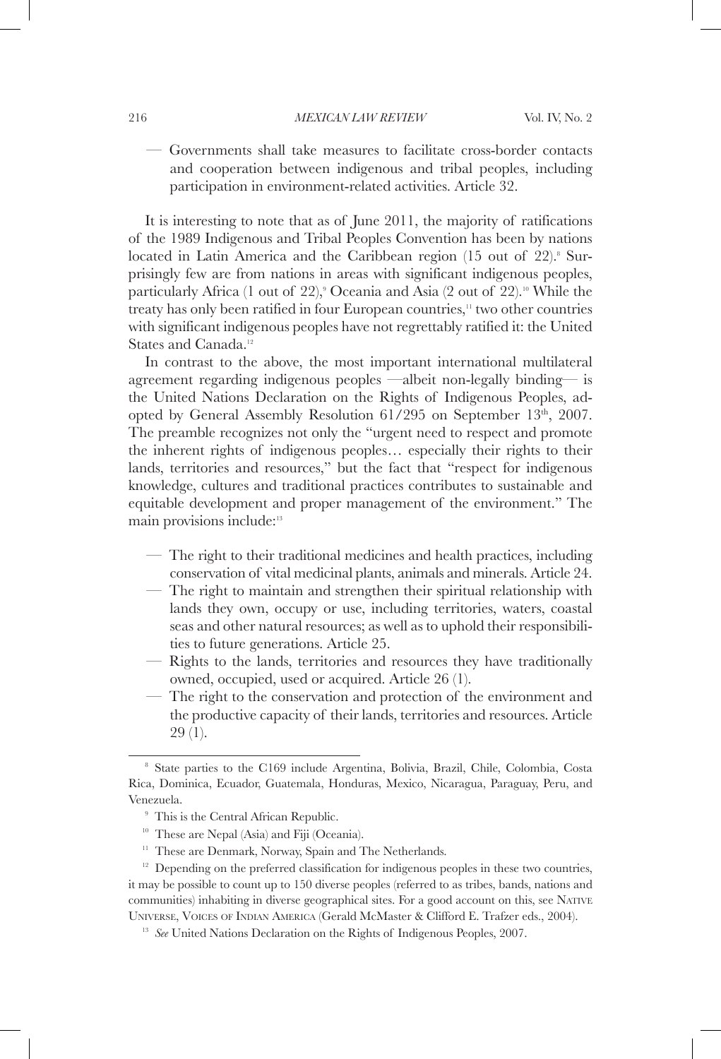— Governments shall take measures to facilitate cross-border contacts and cooperation between indigenous and tribal peoples, including participation in environment-related activities. Article 32.

It is interesting to note that as of June 2011, the majority of ratifications of the 1989 Indigenous and Tribal Peoples Convention has been by nations located in Latin America and the Caribbean region (15 out of 22).[8] Surprisingly few are from nations in areas with significant indigenous peoples, particularly Africa (1 out of 22),[9] Oceania and Asia (2 out of 22).[10] While the treaty has only been ratified in four European countries,[11] two other countries with significant indigenous peoples have not regrettably ratified it: the United States and Canada.[12]

In contrast to the above, the most important international multilateral agreement regarding indigenous peoples —albeit non-legally binding— is the United Nations Declaration on the Rights of Indigenous Peoples, adopted by General Assembly Resolution 61/295 on September 13th, 2007. The preamble recognizes not only the "urgent need to respect and promote the inherent rights of indigenous peoples… especially their rights to their lands, territories and resources," but the fact that "respect for indigenous knowledge, cultures and traditional practices contributes to sustainable and equitable development and proper management of the environment." The main provisions include:[13]

— The right to their traditional medicines and health practices, including conservation of vital medicinal plants, animals and minerals. Article 24.

— The right to maintain and strengthen their spiritual relationship with lands they own, occupy or use, including territories, waters, coastal seas and other natural resources; as well as to uphold their responsibilities to future generations. Article 25.

— Rights to the lands, territories and resources they have traditionally owned, occupied, used or acquired. Article 26 (1).

— The right to the conservation and protection of the environment and the productive capacity of their lands, territories and resources. Article 29 (1).

---

[8] State parties to the C169 include Argentina, Bolivia, Brazil, Chile, Colombia, Costa Rica, Dominica, Ecuador, Guatemala, Honduras, Mexico, Nicaragua, Paraguay, Peru, and Venezuela.

[9] This is the Central African Republic.

[10] These are Nepal (Asia) and Fiji (Oceania).

[11] These are Denmark, Norway, Spain and The Netherlands.

[12] Depending on the preferred classification for indigenous peoples in these two countries, it may be possible to count up to 150 diverse peoples (referred to as tribes, bands, nations and communities) inhabiting in diverse geographical sites. For a good account on this, see Native Universe, Voices of Indian America (Gerald McMaster & Clifford E. Trafzer eds., 2004).

[13] *See* United Nations Declaration on the Rights of Indigenous Peoples, 2007.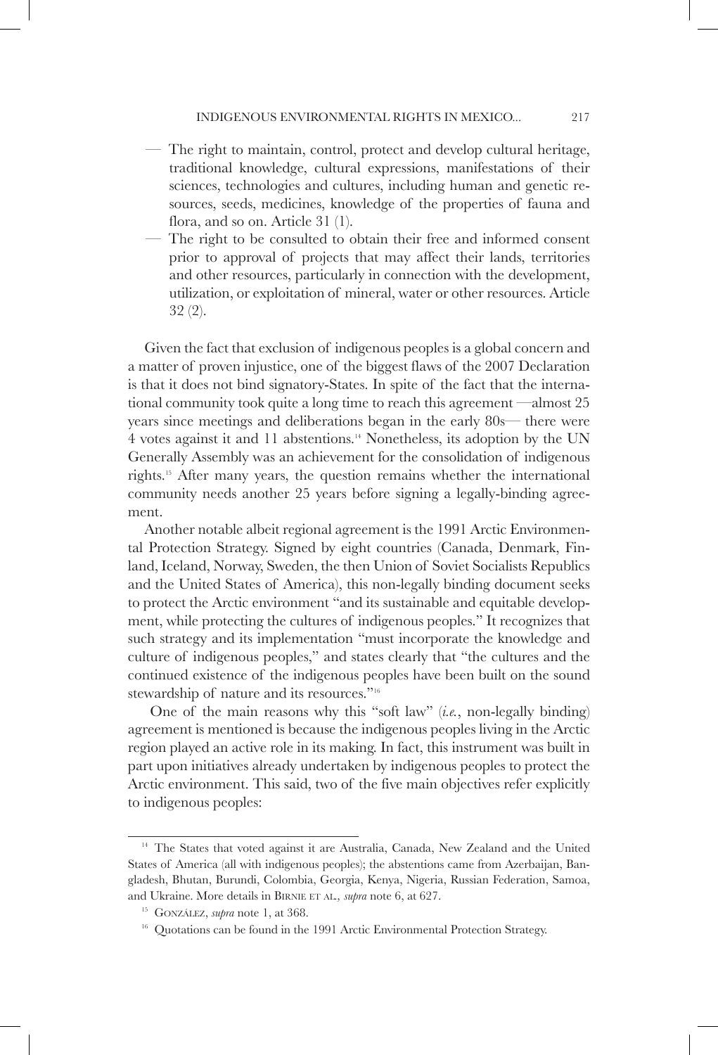- The right to maintain, control, protect and develop cultural heritage, traditional knowledge, cultural expressions, manifestations of their sciences, technologies and cultures, including human and genetic resources, seeds, medicines, knowledge of the properties of fauna and flora, and so on. Article 31 (1).
- The right to be consulted to obtain their free and informed consent prior to approval of projects that may affect their lands, territories and other resources, particularly in connection with the development, utilization, or exploitation of mineral, water or other resources. Article 32 (2).

Given the fact that exclusion of indigenous peoples is a global concern and a matter of proven injustice, one of the biggest flaws of the 2007 Declaration is that it does not bind signatory-States. In spite of the fact that the international community took quite a long time to reach this agreement —almost 25 years since meetings and deliberations began in the early 80s— there were 4 votes against it and 11 abstentions.[14] Nonetheless, its adoption by the UN Generally Assembly was an achievement for the consolidation of indigenous rights.[15] After many years, the question remains whether the international community needs another 25 years before signing a legally-binding agreement.

Another notable albeit regional agreement is the 1991 Arctic Environmental Protection Strategy. Signed by eight countries (Canada, Denmark, Finland, Iceland, Norway, Sweden, the then Union of Soviet Socialists Republics and the United States of America), this non-legally binding document seeks to protect the Arctic environment "and its sustainable and equitable development, while protecting the cultures of indigenous peoples." It recognizes that such strategy and its implementation "must incorporate the knowledge and culture of indigenous peoples," and states clearly that "the cultures and the continued existence of the indigenous peoples have been built on the sound stewardship of nature and its resources."[16]

One of the main reasons why this "soft law" (*i.e.*, non-legally binding) agreement is mentioned is because the indigenous peoples living in the Arctic region played an active role in its making. In fact, this instrument was built in part upon initiatives already undertaken by indigenous peoples to protect the Arctic environment. This said, two of the five main objectives refer explicitly to indigenous peoples:

---

[14] The States that voted against it are Australia, Canada, New Zealand and the United States of America (all with indigenous peoples); the abstentions came from Azerbaijan, Bangladesh, Bhutan, Burundi, Colombia, Georgia, Kenya, Nigeria, Russian Federation, Samoa, and Ukraine. More details in Birnie et al., *supra* note 6, at 627.

[15] González, *supra* note 1, at 368.

[16] Quotations can be found in the 1991 Arctic Environmental Protection Strategy.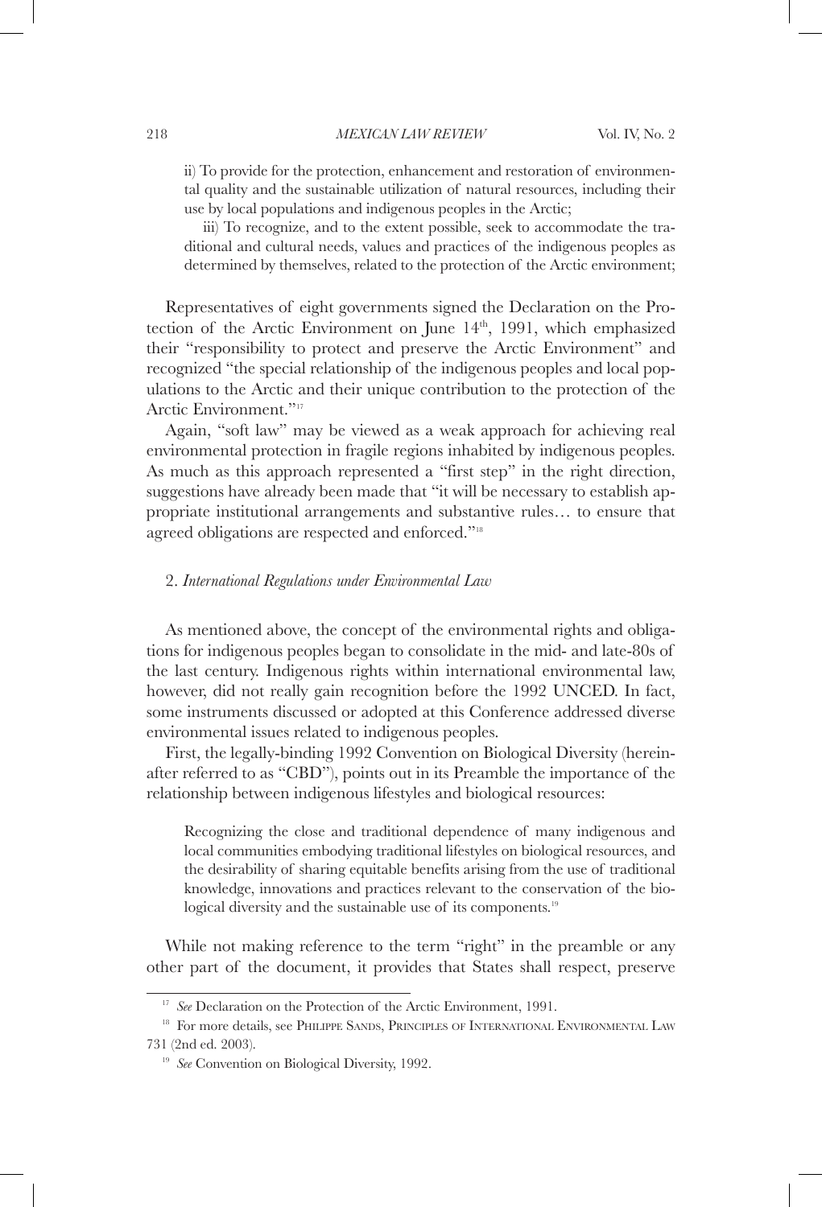ii) To provide for the protection, enhancement and restoration of environmental quality and the sustainable utilization of natural resources, including their use by local populations and indigenous peoples in the Arctic;

iii) To recognize, and to the extent possible, seek to accommodate the traditional and cultural needs, values and practices of the indigenous peoples as determined by themselves, related to the protection of the Arctic environment;

Representatives of eight governments signed the Declaration on the Protection of the Arctic Environment on June 14th, 1991, which emphasized their "responsibility to protect and preserve the Arctic Environment" and recognized "the special relationship of the indigenous peoples and local populations to the Arctic and their unique contribution to the protection of the Arctic Environment."[17]

Again, "soft law" may be viewed as a weak approach for achieving real environmental protection in fragile regions inhabited by indigenous peoples. As much as this approach represented a "first step" in the right direction, suggestions have already been made that "it will be necessary to establish appropriate institutional arrangements and substantive rules… to ensure that agreed obligations are respected and enforced."[18]

### 2. *International Regulations under Environmental Law*

As mentioned above, the concept of the environmental rights and obligations for indigenous peoples began to consolidate in the mid- and late-80s of the last century. Indigenous rights within international environmental law, however, did not really gain recognition before the 1992 UNCED. In fact, some instruments discussed or adopted at this Conference addressed diverse environmental issues related to indigenous peoples.

First, the legally-binding 1992 Convention on Biological Diversity (hereinafter referred to as "CBD"), points out in its Preamble the importance of the relationship between indigenous lifestyles and biological resources:

> Recognizing the close and traditional dependence of many indigenous and local communities embodying traditional lifestyles on biological resources, and the desirability of sharing equitable benefits arising from the use of traditional knowledge, innovations and practices relevant to the conservation of the biological diversity and the sustainable use of its components.[19]

While not making reference to the term "right" in the preamble or any other part of the document, it provides that States shall respect, preserve

---

[17] *See* Declaration on the Protection of the Arctic Environment, 1991.

[18] For more details, see Philippe Sands, Principles of International Environmental Law 731 (2nd ed. 2003).

[19] *See* Convention on Biological Diversity, 1992.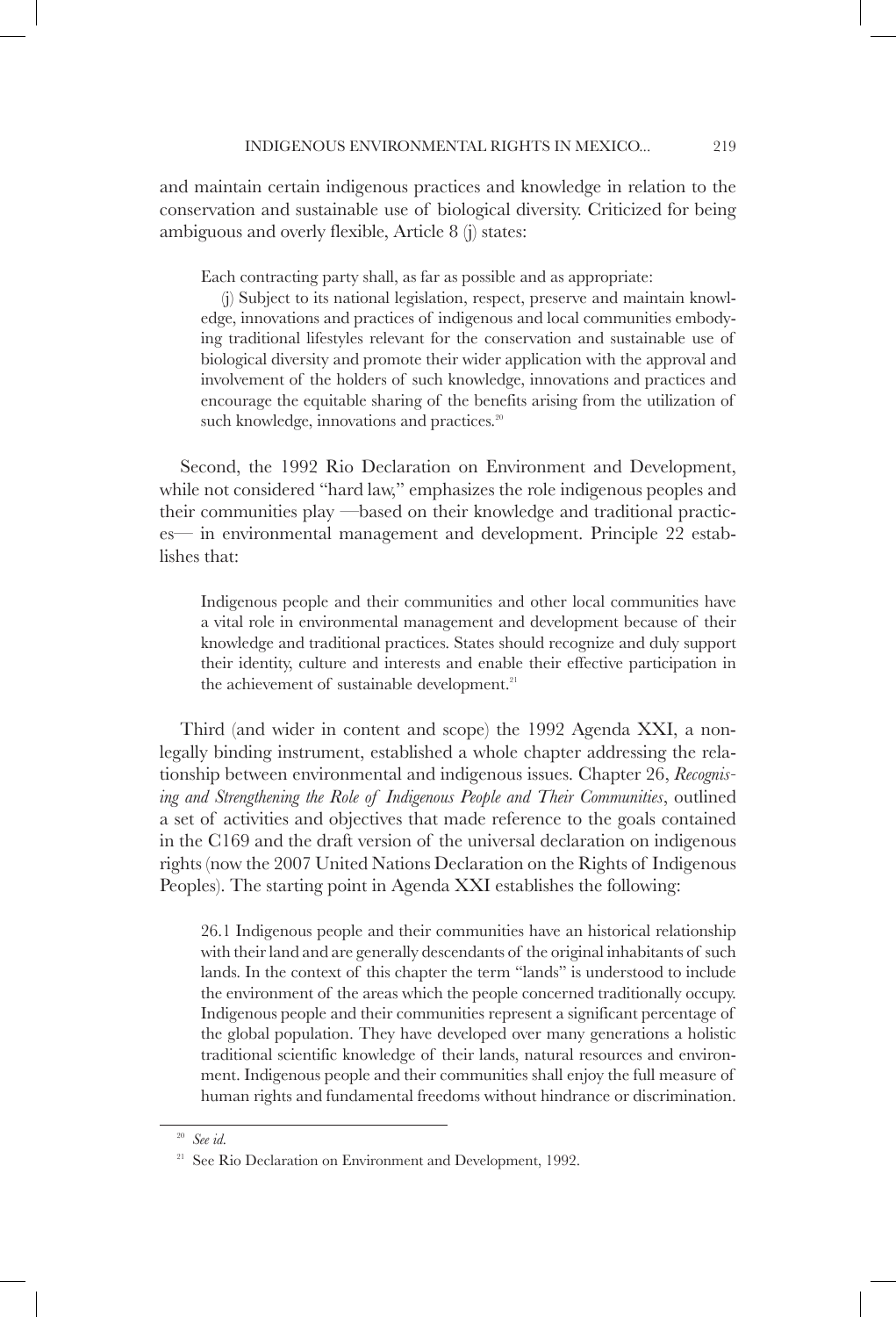and maintain certain indigenous practices and knowledge in relation to the conservation and sustainable use of biological diversity. Criticized for being ambiguous and overly flexible, Article 8 (j) states:

> Each contracting party shall, as far as possible and as appropriate:
>
> (j) Subject to its national legislation, respect, preserve and maintain knowledge, innovations and practices of indigenous and local communities embodying traditional lifestyles relevant for the conservation and sustainable use of biological diversity and promote their wider application with the approval and involvement of the holders of such knowledge, innovations and practices and encourage the equitable sharing of the benefits arising from the utilization of such knowledge, innovations and practices.[20]

Second, the 1992 Rio Declaration on Environment and Development, while not considered "hard law," emphasizes the role indigenous peoples and their communities play —based on their knowledge and traditional practices— in environmental management and development. Principle 22 establishes that:

> Indigenous people and their communities and other local communities have a vital role in environmental management and development because of their knowledge and traditional practices. States should recognize and duly support their identity, culture and interests and enable their effective participation in the achievement of sustainable development.[21]

Third (and wider in content and scope) the 1992 Agenda XXI, a non-legally binding instrument, established a whole chapter addressing the relationship between environmental and indigenous issues. Chapter 26, *Recognising and Strengthening the Role of Indigenous People and Their Communities*, outlined a set of activities and objectives that made reference to the goals contained in the C169 and the draft version of the universal declaration on indigenous rights (now the 2007 United Nations Declaration on the Rights of Indigenous Peoples). The starting point in Agenda XXI establishes the following:

> 26.1 Indigenous people and their communities have an historical relationship with their land and are generally descendants of the original inhabitants of such lands. In the context of this chapter the term "lands" is understood to include the environment of the areas which the people concerned traditionally occupy. Indigenous people and their communities represent a significant percentage of the global population. They have developed over many generations a holistic traditional scientific knowledge of their lands, natural resources and environment. Indigenous people and their communities shall enjoy the full measure of human rights and fundamental freedoms without hindrance or discrimination.

---

[20] *See id.*

[21] See Rio Declaration on Environment and Development, 1992.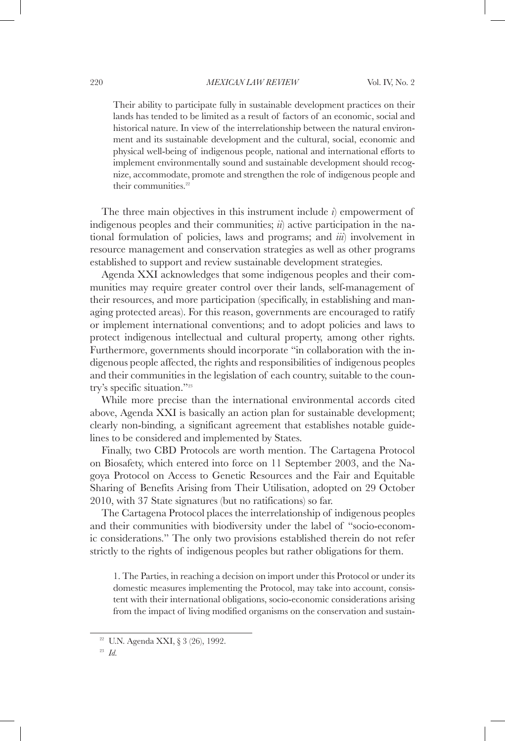> Their ability to participate fully in sustainable development practices on their lands has tended to be limited as a result of factors of an economic, social and historical nature. In view of the interrelationship between the natural environment and its sustainable development and the cultural, social, economic and physical well-being of indigenous people, national and international efforts to implement environmentally sound and sustainable development should recognize, accommodate, promote and strengthen the role of indigenous people and their communities.[22]

The three main objectives in this instrument include *i*) empowerment of indigenous peoples and their communities; *ii*) active participation in the national formulation of policies, laws and programs; and *iii*) involvement in resource management and conservation strategies as well as other programs established to support and review sustainable development strategies.

Agenda XXI acknowledges that some indigenous peoples and their communities may require greater control over their lands, self-management of their resources, and more participation (specifically, in establishing and managing protected areas). For this reason, governments are encouraged to ratify or implement international conventions; and to adopt policies and laws to protect indigenous intellectual and cultural property, among other rights. Furthermore, governments should incorporate "in collaboration with the indigenous people affected, the rights and responsibilities of indigenous peoples and their communities in the legislation of each country, suitable to the country's specific situation."[23]

While more precise than the international environmental accords cited above, Agenda XXI is basically an action plan for sustainable development; clearly non-binding, a significant agreement that establishes notable guidelines to be considered and implemented by States.

Finally, two CBD Protocols are worth mention. The Cartagena Protocol on Biosafety, which entered into force on 11 September 2003, and the Nagoya Protocol on Access to Genetic Resources and the Fair and Equitable Sharing of Benefits Arising from Their Utilisation, adopted on 29 October 2010, with 37 State signatures (but no ratifications) so far.

The Cartagena Protocol places the interrelationship of indigenous peoples and their communities with biodiversity under the label of "socio-economic considerations." The only two provisions established therein do not refer strictly to the rights of indigenous peoples but rather obligations for them.

> 1. The Parties, in reaching a decision on import under this Protocol or under its domestic measures implementing the Protocol, may take into account, consistent with their international obligations, socio-economic considerations arising from the impact of living modified organisms on the conservation and sustain-

---

[22] U.N. Agenda XXI, § 3 (26), 1992.

[23] *Id.*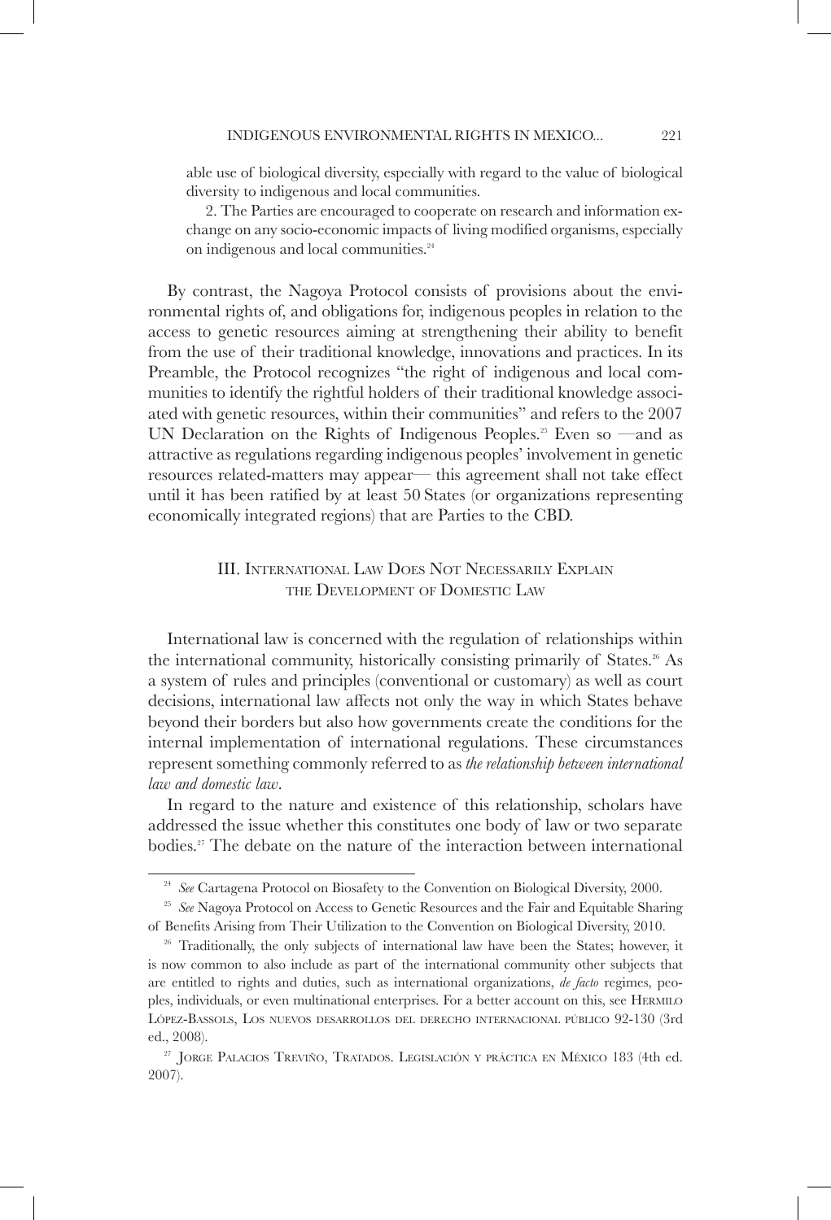able use of biological diversity, especially with regard to the value of biological diversity to indigenous and local communities.

2. The Parties are encouraged to cooperate on research and information exchange on any socio-economic impacts of living modified organisms, especially on indigenous and local communities.[24]

By contrast, the Nagoya Protocol consists of provisions about the environmental rights of, and obligations for, indigenous peoples in relation to the access to genetic resources aiming at strengthening their ability to benefit from the use of their traditional knowledge, innovations and practices. In its Preamble, the Protocol recognizes "the right of indigenous and local communities to identify the rightful holders of their traditional knowledge associated with genetic resources, within their communities" and refers to the 2007 UN Declaration on the Rights of Indigenous Peoples.[25] Even so —and as attractive as regulations regarding indigenous peoples' involvement in genetic resources related-matters may appear— this agreement shall not take effect until it has been ratified by at least 50 States (or organizations representing economically integrated regions) that are Parties to the CBD.

## III. International Law Does Not Necessarily Explain the Development of Domestic Law

International law is concerned with the regulation of relationships within the international community, historically consisting primarily of States.[26] As a system of rules and principles (conventional or customary) as well as court decisions, international law affects not only the way in which States behave beyond their borders but also how governments create the conditions for the internal implementation of international regulations. These circumstances represent something commonly referred to as *the relationship between international law and domestic law*.

In regard to the nature and existence of this relationship, scholars have addressed the issue whether this constitutes one body of law or two separate bodies.[27] The debate on the nature of the interaction between international

---

[24] *See* Cartagena Protocol on Biosafety to the Convention on Biological Diversity, 2000.

[25] *See* Nagoya Protocol on Access to Genetic Resources and the Fair and Equitable Sharing of Benefits Arising from Their Utilization to the Convention on Biological Diversity, 2010.

[26] Traditionally, the only subjects of international law have been the States; however, it is now common to also include as part of the international community other subjects that are entitled to rights and duties, such as international organizations, *de facto* regimes, peoples, individuals, or even multinational enterprises. For a better account on this, see Hermilo López-Bassols, Los nuevos desarrollos del derecho internacional público 92-130 (3rd ed., 2008).

[27] Jorge Palacios Treviño, Tratados. Legislación y práctica en México 183 (4th ed. 2007).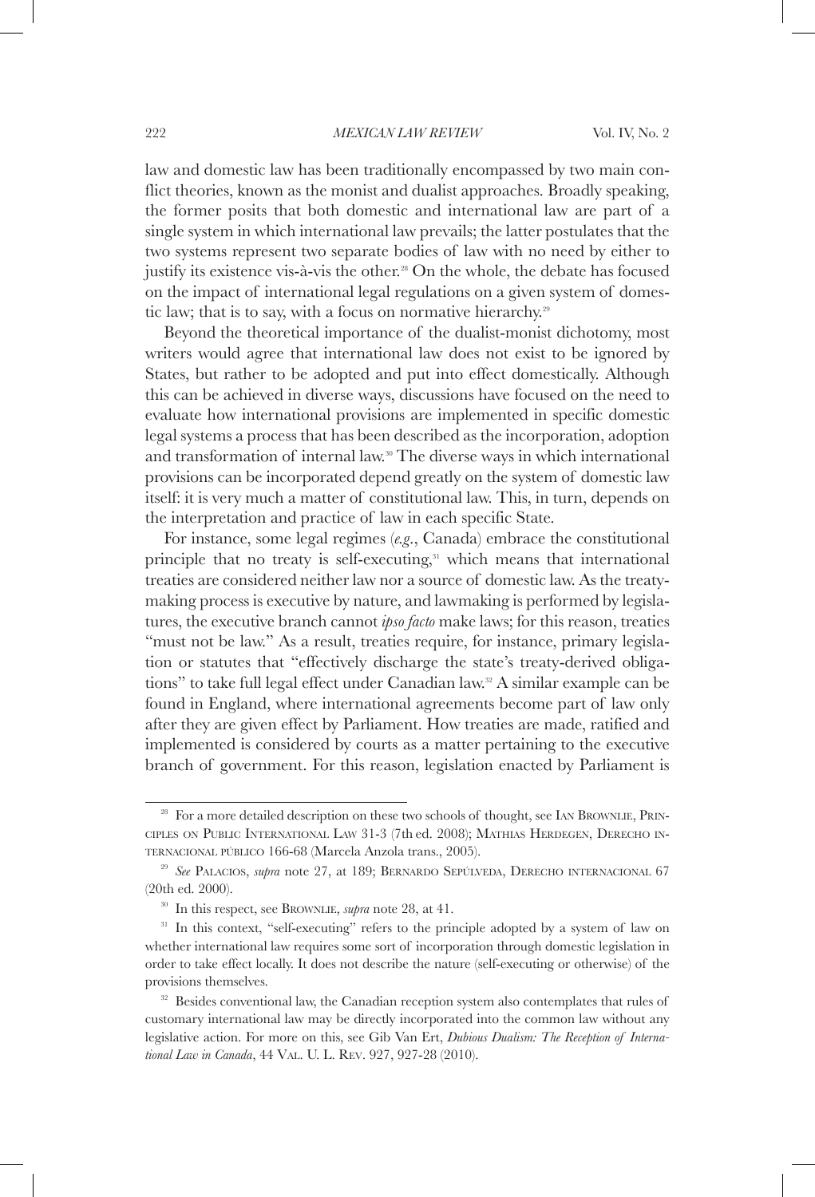law and domestic law has been traditionally encompassed by two main conflict theories, known as the monist and dualist approaches. Broadly speaking, the former posits that both domestic and international law are part of a single system in which international law prevails; the latter postulates that the two systems represent two separate bodies of law with no need by either to justify its existence vis-à-vis the other.[28] On the whole, the debate has focused on the impact of international legal regulations on a given system of domestic law; that is to say, with a focus on normative hierarchy.[29]

Beyond the theoretical importance of the dualist-monist dichotomy, most writers would agree that international law does not exist to be ignored by States, but rather to be adopted and put into effect domestically. Although this can be achieved in diverse ways, discussions have focused on the need to evaluate how international provisions are implemented in specific domestic legal systems a process that has been described as the incorporation, adoption and transformation of internal law.[30] The diverse ways in which international provisions can be incorporated depend greatly on the system of domestic law itself: it is very much a matter of constitutional law. This, in turn, depends on the interpretation and practice of law in each specific State.

For instance, some legal regimes (*e.g.*, Canada) embrace the constitutional principle that no treaty is self-executing,[31] which means that international treaties are considered neither law nor a source of domestic law. As the treaty-making process is executive by nature, and lawmaking is performed by legislatures, the executive branch cannot *ipso facto* make laws; for this reason, treaties "must not be law." As a result, treaties require, for instance, primary legislation or statutes that "effectively discharge the state's treaty-derived obligations" to take full legal effect under Canadian law.[32] A similar example can be found in England, where international agreements become part of law only after they are given effect by Parliament. How treaties are made, ratified and implemented is considered by courts as a matter pertaining to the executive branch of government. For this reason, legislation enacted by Parliament is

---

[28] For a more detailed description on these two schools of thought, see Ian Brownlie, Principles on Public International Law 31-3 (7th ed. 2008); Mathias Herdegen, Derecho internacional público 166-68 (Marcela Anzola trans., 2005).

[29] *See* Palacios, *supra* note 27, at 189; Bernardo Sepúlveda, Derecho internacional 67 (20th ed. 2000).

[30] In this respect, see Brownlie, *supra* note 28, at 41.

[31] In this context, "self-executing" refers to the principle adopted by a system of law on whether international law requires some sort of incorporation through domestic legislation in order to take effect locally. It does not describe the nature (self-executing or otherwise) of the provisions themselves.

[32] Besides conventional law, the Canadian reception system also contemplates that rules of customary international law may be directly incorporated into the common law without any legislative action. For more on this, see Gib Van Ert, *Dubious Dualism: The Reception of International Law in Canada*, 44 Val. U. L. Rev. 927, 927-28 (2010).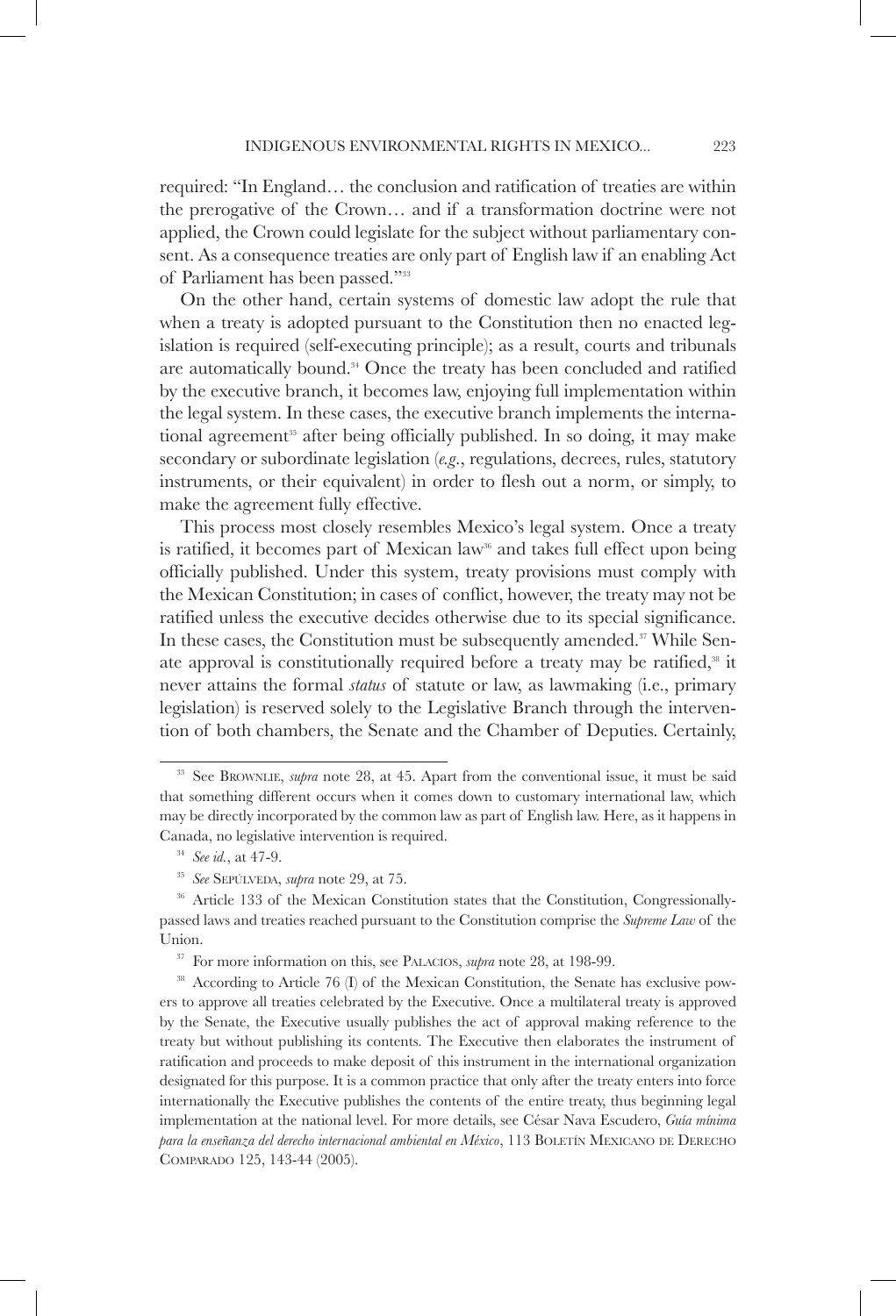required: "In England… the conclusion and ratification of treaties are within the prerogative of the Crown… and if a transformation doctrine were not applied, the Crown could legislate for the subject without parliamentary consent. As a consequence treaties are only part of English law if an enabling Act of Parliament has been passed."[33]

On the other hand, certain systems of domestic law adopt the rule that when a treaty is adopted pursuant to the Constitution then no enacted legislation is required (self-executing principle); as a result, courts and tribunals are automatically bound.[34] Once the treaty has been concluded and ratified by the executive branch, it becomes law, enjoying full implementation within the legal system. In these cases, the executive branch implements the international agreement[35] after being officially published. In so doing, it may make secondary or subordinate legislation (*e.g.*, regulations, decrees, rules, statutory instruments, or their equivalent) in order to flesh out a norm, or simply, to make the agreement fully effective.

This process most closely resembles Mexico's legal system. Once a treaty is ratified, it becomes part of Mexican law[36] and takes full effect upon being officially published. Under this system, treaty provisions must comply with the Mexican Constitution; in cases of conflict, however, the treaty may not be ratified unless the executive decides otherwise due to its special significance. In these cases, the Constitution must be subsequently amended.[37] While Senate approval is constitutionally required before a treaty may be ratified,[38] it never attains the formal *status* of statute or law, as lawmaking (i.e., primary legislation) is reserved solely to the Legislative Branch through the intervention of both chambers, the Senate and the Chamber of Deputies. Certainly,

---

[33] See Brownlie, *supra* note 28, at 45. Apart from the conventional issue, it must be said that something different occurs when it comes down to customary international law, which may be directly incorporated by the common law as part of English law. Here, as it happens in Canada, no legislative intervention is required.

[34] *See id.*, at 47-9.

[35] *See* Sepúlveda, *supra* note 29, at 75.

[36] Article 133 of the Mexican Constitution states that the Constitution, Congressionally-passed laws and treaties reached pursuant to the Constitution comprise the *Supreme Law* of the Union.

[37] For more information on this, see Palacios, *supra* note 28, at 198-99.

[38] According to Article 76 (I) of the Mexican Constitution, the Senate has exclusive powers to approve all treaties celebrated by the Executive. Once a multilateral treaty is approved by the Senate, the Executive usually publishes the act of approval making reference to the treaty but without publishing its contents. The Executive then elaborates the instrument of ratification and proceeds to make deposit of this instrument in the international organization designated for this purpose. It is a common practice that only after the treaty enters into force internationally the Executive publishes the contents of the entire treaty, thus beginning legal implementation at the national level. For more details, see César Nava Escudero, *Guía mínima para la enseñanza del derecho internacional ambiental en México*, 113 Boletín Mexicano de Derecho Comparado 125, 143-44 (2005).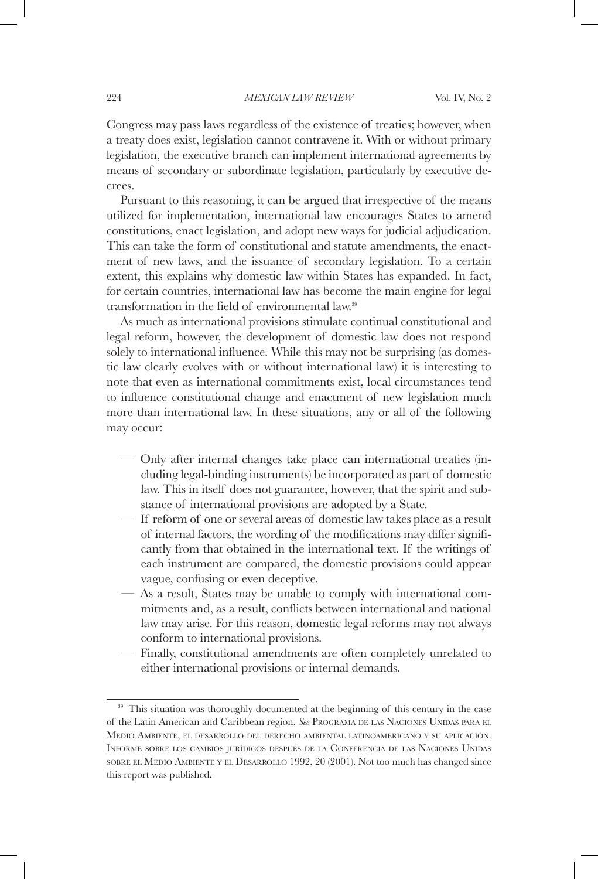Congress may pass laws regardless of the existence of treaties; however, when a treaty does exist, legislation cannot contravene it. With or without primary legislation, the executive branch can implement international agreements by means of secondary or subordinate legislation, particularly by executive decrees.

Pursuant to this reasoning, it can be argued that irrespective of the means utilized for implementation, international law encourages States to amend constitutions, enact legislation, and adopt new ways for judicial adjudication. This can take the form of constitutional and statute amendments, the enactment of new laws, and the issuance of secondary legislation. To a certain extent, this explains why domestic law within States has expanded. In fact, for certain countries, international law has become the main engine for legal transformation in the field of environmental law.[39]

As much as international provisions stimulate continual constitutional and legal reform, however, the development of domestic law does not respond solely to international influence. While this may not be surprising (as domestic law clearly evolves with or without international law) it is interesting to note that even as international commitments exist, local circumstances tend to influence constitutional change and enactment of new legislation much more than international law. In these situations, any or all of the following may occur:

- Only after internal changes take place can international treaties (including legal-binding instruments) be incorporated as part of domestic law. This in itself does not guarantee, however, that the spirit and substance of international provisions are adopted by a State.
- If reform of one or several areas of domestic law takes place as a result of internal factors, the wording of the modifications may differ significantly from that obtained in the international text. If the writings of each instrument are compared, the domestic provisions could appear vague, confusing or even deceptive.
- As a result, States may be unable to comply with international commitments and, as a result, conflicts between international and national law may arise. For this reason, domestic legal reforms may not always conform to international provisions.
- Finally, constitutional amendments are often completely unrelated to either international provisions or internal demands.

---

[39] This situation was thoroughly documented at the beginning of this century in the case of the Latin American and Caribbean region. *See* Programa de las Naciones Unidas para el Medio Ambiente, el desarrollo del derecho ambiental latinoamericano y su aplicación. Informe sobre los cambios jurídicos después de la Conferencia de las Naciones Unidas sobre el Medio Ambiente y el Desarrollo 1992, 20 (2001). Not too much has changed since this report was published.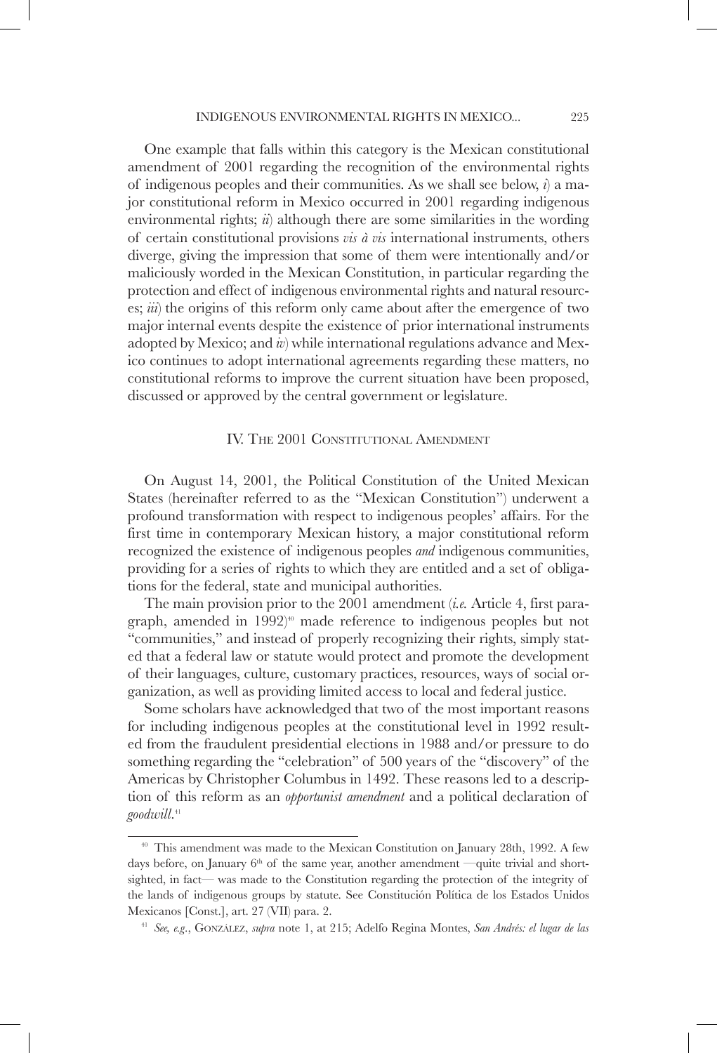One example that falls within this category is the Mexican constitutional amendment of 2001 regarding the recognition of the environmental rights of indigenous peoples and their communities. As we shall see below, *i*) a major constitutional reform in Mexico occurred in 2001 regarding indigenous environmental rights; *ii*) although there are some similarities in the wording of certain constitutional provisions *vis à vis* international instruments, others diverge, giving the impression that some of them were intentionally and/or maliciously worded in the Mexican Constitution, in particular regarding the protection and effect of indigenous environmental rights and natural resources; *iii*) the origins of this reform only came about after the emergence of two major internal events despite the existence of prior international instruments adopted by Mexico; and *iv*) while international regulations advance and Mexico continues to adopt international agreements regarding these matters, no constitutional reforms to improve the current situation have been proposed, discussed or approved by the central government or legislature.

## IV. The 2001 Constitutional Amendment

On August 14, 2001, the Political Constitution of the United Mexican States (hereinafter referred to as the "Mexican Constitution") underwent a profound transformation with respect to indigenous peoples' affairs. For the first time in contemporary Mexican history, a major constitutional reform recognized the existence of indigenous peoples *and* indigenous communities, providing for a series of rights to which they are entitled and a set of obligations for the federal, state and municipal authorities.

The main provision prior to the 2001 amendment (*i.e.* Article 4, first paragraph, amended in 1992)[40] made reference to indigenous peoples but not "communities," and instead of properly recognizing their rights, simply stated that a federal law or statute would protect and promote the development of their languages, culture, customary practices, resources, ways of social organization, as well as providing limited access to local and federal justice.

Some scholars have acknowledged that two of the most important reasons for including indigenous peoples at the constitutional level in 1992 resulted from the fraudulent presidential elections in 1988 and/or pressure to do something regarding the "celebration" of 500 years of the "discovery" of the Americas by Christopher Columbus in 1492. These reasons led to a description of this reform as an *opportunist amendment* and a political declaration of *goodwill*.[41]

---

[40] This amendment was made to the Mexican Constitution on January 28th, 1992. A few days before, on January 6th of the same year, another amendment —quite trivial and short-sighted, in fact— was made to the Constitution regarding the protection of the integrity of the lands of indigenous groups by statute. See Constitución Política de los Estados Unidos Mexicanos [Const.], art. 27 (VII) para. 2.

[41] *See, e.g.*, González, *supra* note 1, at 215; Adelfo Regina Montes, *San Andrés: el lugar de las*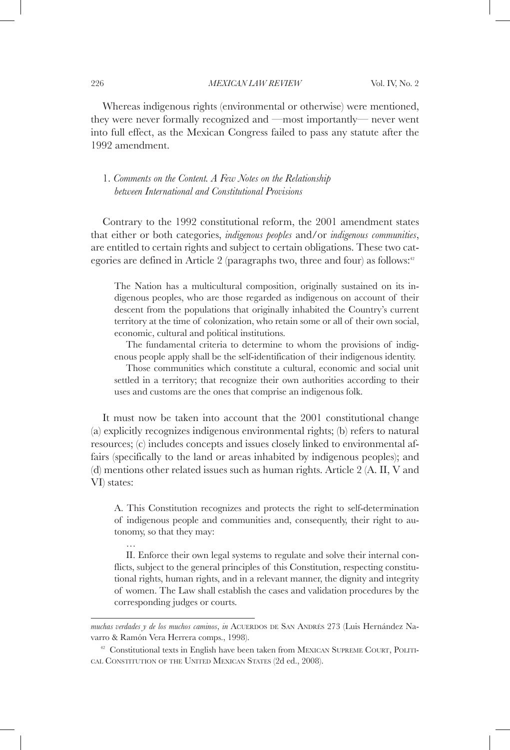Whereas indigenous rights (environmental or otherwise) were mentioned, they were never formally recognized and —most importantly— never went into full effect, as the Mexican Congress failed to pass any statute after the 1992 amendment.

### 1. *Comments on the Content. A Few Notes on the Relationship between International and Constitutional Provisions*

Contrary to the 1992 constitutional reform, the 2001 amendment states that either or both categories, *indigenous peoples* and/or *indigenous communities*, are entitled to certain rights and subject to certain obligations. These two categories are defined in Article 2 (paragraphs two, three and four) as follows:[42]

> The Nation has a multicultural composition, originally sustained on its indigenous peoples, who are those regarded as indigenous on account of their descent from the populations that originally inhabited the Country's current territory at the time of colonization, who retain some or all of their own social, economic, cultural and political institutions.
>
> The fundamental criteria to determine to whom the provisions of indigenous people apply shall be the self-identification of their indigenous identity.
>
> Those communities which constitute a cultural, economic and social unit settled in a territory; that recognize their own authorities according to their uses and customs are the ones that comprise an indigenous folk.

It must now be taken into account that the 2001 constitutional change (a) explicitly recognizes indigenous environmental rights; (b) refers to natural resources; (c) includes concepts and issues closely linked to environmental affairs (specifically to the land or areas inhabited by indigenous peoples); and (d) mentions other related issues such as human rights. Article 2 (A. II, V and VI) states:

> A. This Constitution recognizes and protects the right to self-determination of indigenous people and communities and, consequently, their right to autonomy, so that they may:
>
> …
>
> II. Enforce their own legal systems to regulate and solve their internal conflicts, subject to the general principles of this Constitution, respecting constitutional rights, human rights, and in a relevant manner, the dignity and integrity of women. The Law shall establish the cases and validation procedures by the corresponding judges or courts.

---

*muchas verdades y de los muchos caminos*, *in* Acuerdos de San Andrés 273 (Luis Hernández Navarro & Ramón Vera Herrera comps., 1998).

[42] Constitutional texts in English have been taken from Mexican Supreme Court, Political Constitution of the United Mexican States (2d ed., 2008).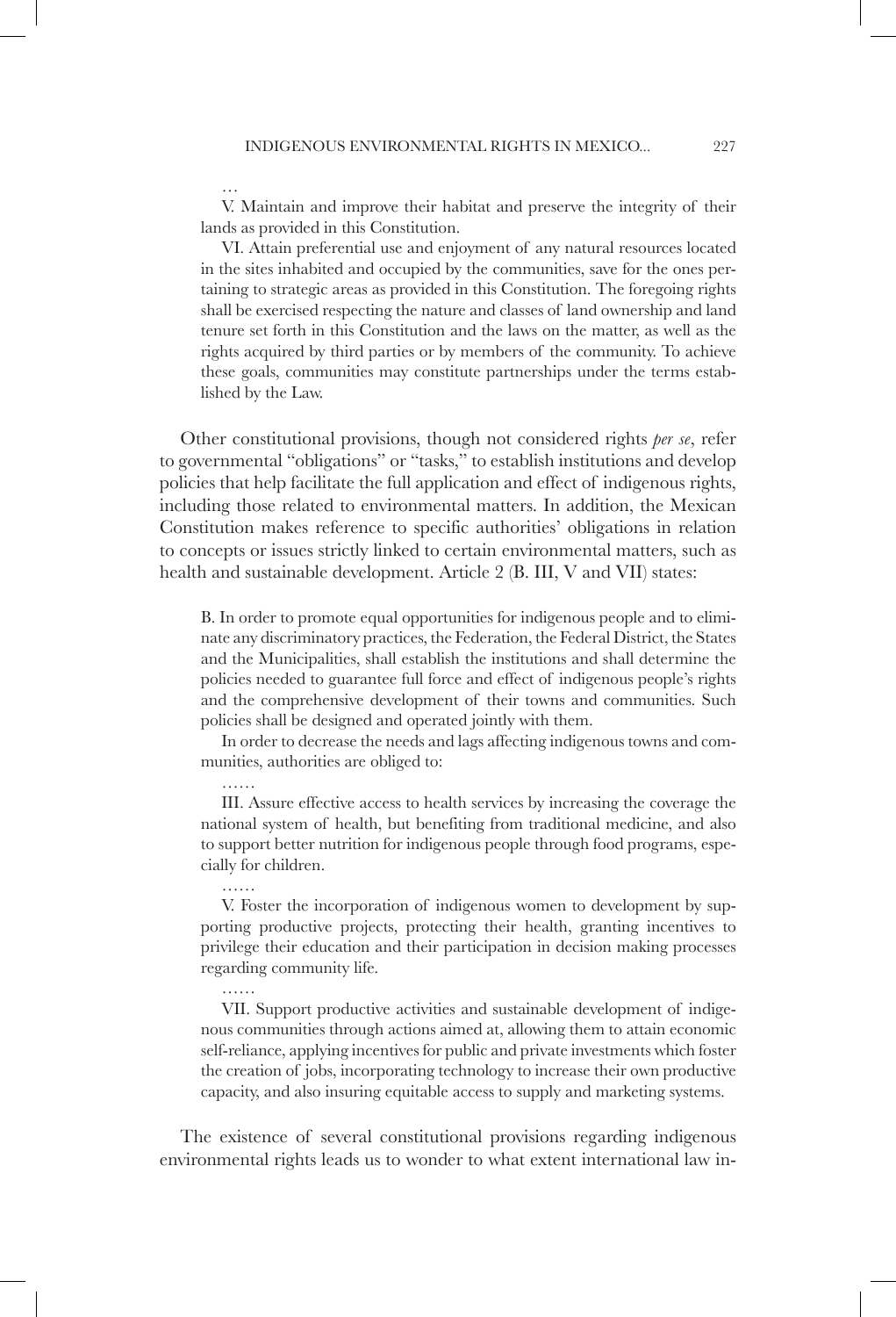…

> V. Maintain and improve their habitat and preserve the integrity of their lands as provided in this Constitution.
>
> VI. Attain preferential use and enjoyment of any natural resources located in the sites inhabited and occupied by the communities, save for the ones pertaining to strategic areas as provided in this Constitution. The foregoing rights shall be exercised respecting the nature and classes of land ownership and land tenure set forth in this Constitution and the laws on the matter, as well as the rights acquired by third parties or by members of the community. To achieve these goals, communities may constitute partnerships under the terms established by the Law.

Other constitutional provisions, though not considered rights *per se*, refer to governmental "obligations" or "tasks," to establish institutions and develop policies that help facilitate the full application and effect of indigenous rights, including those related to environmental matters. In addition, the Mexican Constitution makes reference to specific authorities' obligations in relation to concepts or issues strictly linked to certain environmental matters, such as health and sustainable development. Article 2 (B. III, V and VII) states:

> B. In order to promote equal opportunities for indigenous people and to eliminate any discriminatory practices, the Federation, the Federal District, the States and the Municipalities, shall establish the institutions and shall determine the policies needed to guarantee full force and effect of indigenous people's rights and the comprehensive development of their towns and communities. Such policies shall be designed and operated jointly with them.
>
> In order to decrease the needs and lags affecting indigenous towns and communities, authorities are obliged to:
>
> ……
>
> III. Assure effective access to health services by increasing the coverage the national system of health, but benefiting from traditional medicine, and also to support better nutrition for indigenous people through food programs, especially for children.
>
> ……
>
> V. Foster the incorporation of indigenous women to development by supporting productive projects, protecting their health, granting incentives to privilege their education and their participation in decision making processes regarding community life.
>
> ……
>
> VII. Support productive activities and sustainable development of indigenous communities through actions aimed at, allowing them to attain economic self-reliance, applying incentives for public and private investments which foster the creation of jobs, incorporating technology to increase their own productive capacity, and also insuring equitable access to supply and marketing systems.

The existence of several constitutional provisions regarding indigenous environmental rights leads us to wonder to what extent international law in-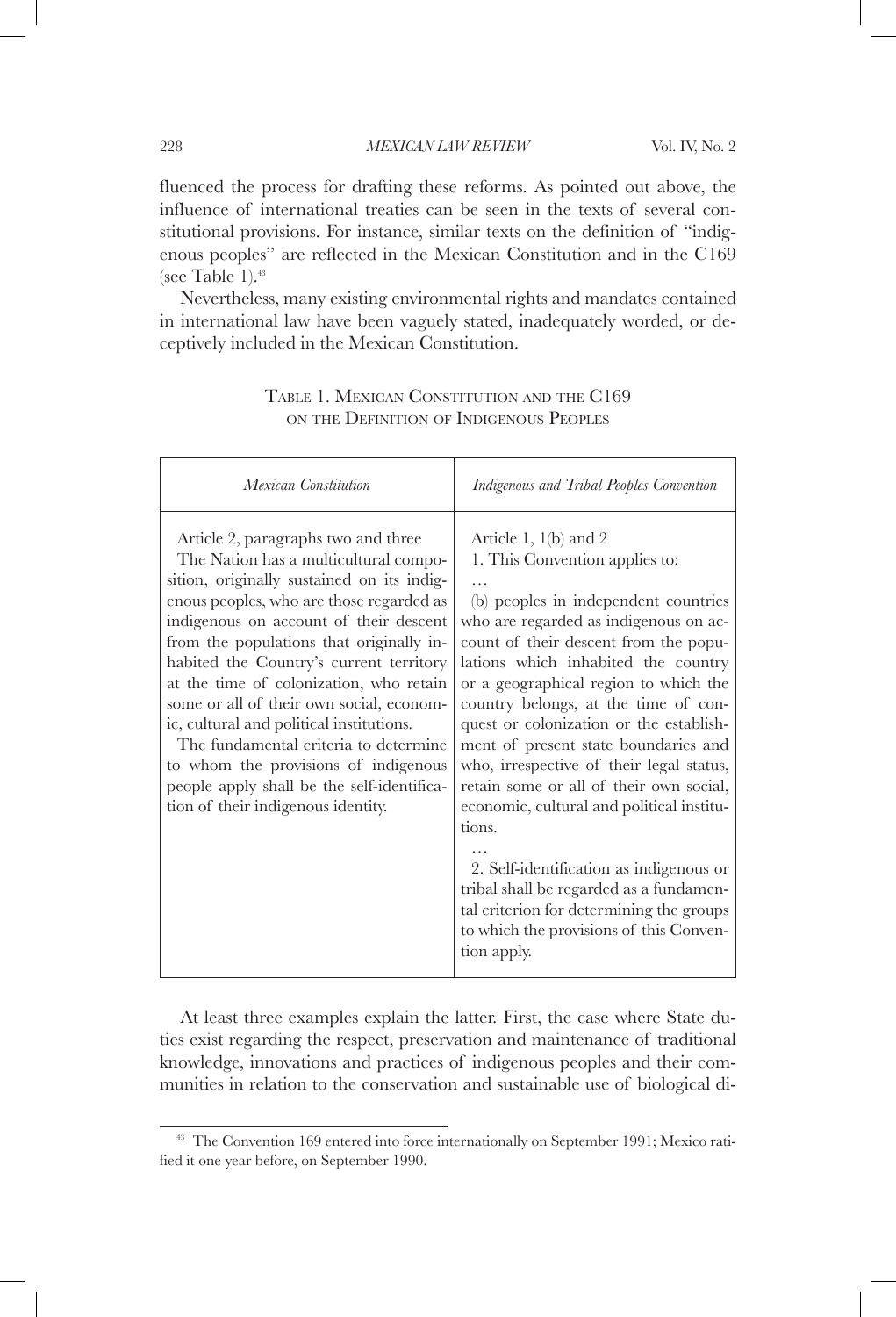fluenced the process for drafting these reforms. As pointed out above, the influence of international treaties can be seen in the texts of several constitutional provisions. For instance, similar texts on the definition of "indigenous peoples" are reflected in the Mexican Constitution and in the C169 (see Table 1).[43]

Nevertheless, many existing environmental rights and mandates contained in international law have been vaguely stated, inadequately worded, or deceptively included in the Mexican Constitution.

TABLE 1. MEXICAN CONSTITUTION AND THE C169 ON THE DEFINITION OF INDIGENOUS PEOPLES

| *Mexican Constitution* | *Indigenous and Tribal Peoples Convention* |
|---|---|
| Article 2, paragraphs two and three<br>The Nation has a multicultural composition, originally sustained on its indigenous peoples, who are those regarded as indigenous on account of their descent from the populations that originally inhabited the Country's current territory at the time of colonization, who retain some or all of their own social, economic, cultural and political institutions.<br>The fundamental criteria to determine to whom the provisions of indigenous people apply shall be the self-identification of their indigenous identity. | Article 1, 1(b) and 2<br>1. This Convention applies to:<br>…<br>(b) peoples in independent countries who are regarded as indigenous on account of their descent from the populations which inhabited the country or a geographical region to which the country belongs, at the time of conquest or colonization or the establishment of present state boundaries and who, irrespective of their legal status, retain some or all of their own social, economic, cultural and political institutions.<br>…<br>2. Self-identification as indigenous or tribal shall be regarded as a fundamental criterion for determining the groups to which the provisions of this Convention apply. |

At least three examples explain the latter. First, the case where State duties exist regarding the respect, preservation and maintenance of traditional knowledge, innovations and practices of indigenous peoples and their communities in relation to the conservation and sustainable use of biological di-

[43] The Convention 169 entered into force internationally on September 1991; Mexico ratified it one year before, on September 1990.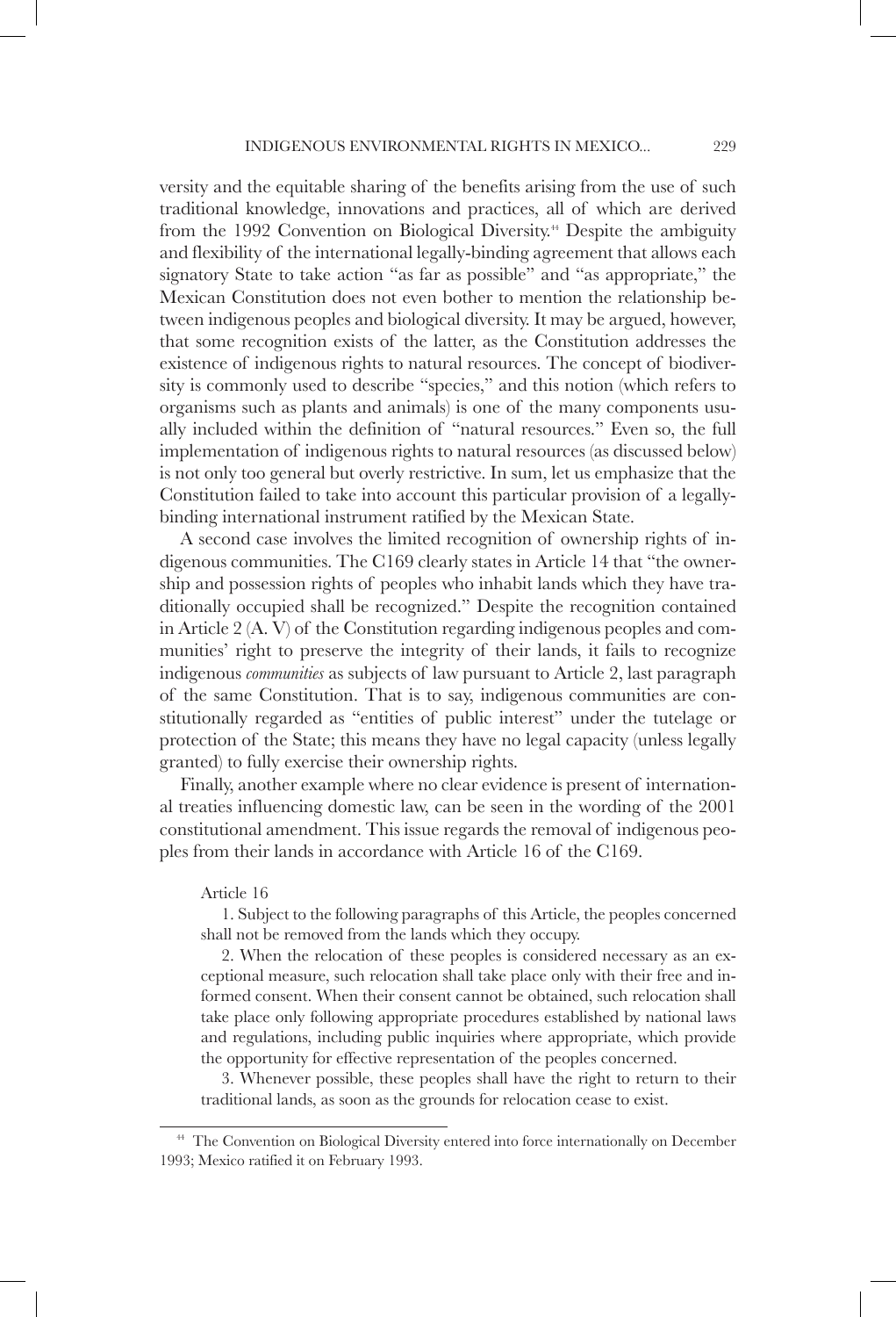versity and the equitable sharing of the benefits arising from the use of such traditional knowledge, innovations and practices, all of which are derived from the 1992 Convention on Biological Diversity.[44] Despite the ambiguity and flexibility of the international legally-binding agreement that allows each signatory State to take action "as far as possible" and "as appropriate," the Mexican Constitution does not even bother to mention the relationship between indigenous peoples and biological diversity. It may be argued, however, that some recognition exists of the latter, as the Constitution addresses the existence of indigenous rights to natural resources. The concept of biodiversity is commonly used to describe "species," and this notion (which refers to organisms such as plants and animals) is one of the many components usually included within the definition of "natural resources." Even so, the full implementation of indigenous rights to natural resources (as discussed below) is not only too general but overly restrictive. In sum, let us emphasize that the Constitution failed to take into account this particular provision of a legally-binding international instrument ratified by the Mexican State.

A second case involves the limited recognition of ownership rights of indigenous communities. The C169 clearly states in Article 14 that "the ownership and possession rights of peoples who inhabit lands which they have traditionally occupied shall be recognized." Despite the recognition contained in Article 2 (A. V) of the Constitution regarding indigenous peoples and communities' right to preserve the integrity of their lands, it fails to recognize indigenous *communities* as subjects of law pursuant to Article 2, last paragraph of the same Constitution. That is to say, indigenous communities are constitutionally regarded as "entities of public interest" under the tutelage or protection of the State; this means they have no legal capacity (unless legally granted) to fully exercise their ownership rights.

Finally, another example where no clear evidence is present of international treaties influencing domestic law, can be seen in the wording of the 2001 constitutional amendment. This issue regards the removal of indigenous peoples from their lands in accordance with Article 16 of the C169.

> Article 16
>
> 1. Subject to the following paragraphs of this Article, the peoples concerned shall not be removed from the lands which they occupy.
>
> 2. When the relocation of these peoples is considered necessary as an exceptional measure, such relocation shall take place only with their free and informed consent. When their consent cannot be obtained, such relocation shall take place only following appropriate procedures established by national laws and regulations, including public inquiries where appropriate, which provide the opportunity for effective representation of the peoples concerned.
>
> 3. Whenever possible, these peoples shall have the right to return to their traditional lands, as soon as the grounds for relocation cease to exist.

---

[44] The Convention on Biological Diversity entered into force internationally on December 1993; Mexico ratified it on February 1993.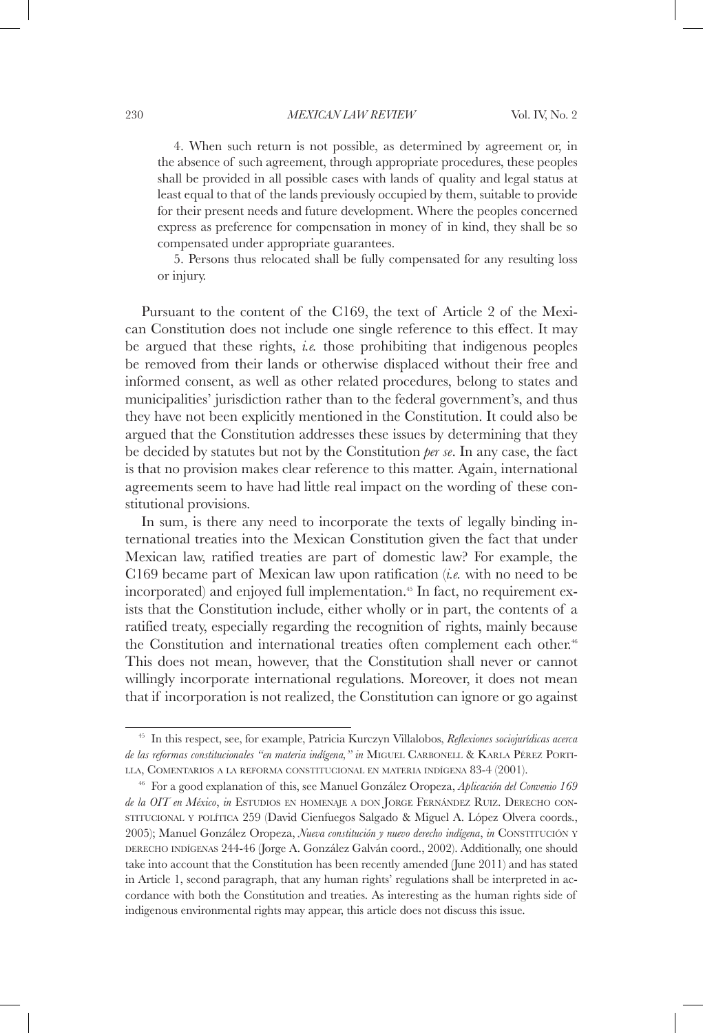4. When such return is not possible, as determined by agreement or, in the absence of such agreement, through appropriate procedures, these peoples shall be provided in all possible cases with lands of quality and legal status at least equal to that of the lands previously occupied by them, suitable to provide for their present needs and future development. Where the peoples concerned express as preference for compensation in money of in kind, they shall be so compensated under appropriate guarantees.

5. Persons thus relocated shall be fully compensated for any resulting loss or injury.

Pursuant to the content of the C169, the text of Article 2 of the Mexican Constitution does not include one single reference to this effect. It may be argued that these rights, *i.e.* those prohibiting that indigenous peoples be removed from their lands or otherwise displaced without their free and informed consent, as well as other related procedures, belong to states and municipalities' jurisdiction rather than to the federal government's, and thus they have not been explicitly mentioned in the Constitution. It could also be argued that the Constitution addresses these issues by determining that they be decided by statutes but not by the Constitution *per se*. In any case, the fact is that no provision makes clear reference to this matter. Again, international agreements seem to have had little real impact on the wording of these constitutional provisions.

In sum, is there any need to incorporate the texts of legally binding international treaties into the Mexican Constitution given the fact that under Mexican law, ratified treaties are part of domestic law? For example, the C169 became part of Mexican law upon ratification (*i.e.* with no need to be incorporated) and enjoyed full implementation.[45] In fact, no requirement exists that the Constitution include, either wholly or in part, the contents of a ratified treaty, especially regarding the recognition of rights, mainly because the Constitution and international treaties often complement each other.[46] This does not mean, however, that the Constitution shall never or cannot willingly incorporate international regulations. Moreover, it does not mean that if incorporation is not realized, the Constitution can ignore or go against

---

[45] In this respect, see, for example, Patricia Kurczyn Villalobos, *Reflexiones sociojurídicas acerca de las reformas constitucionales "en materia indígena," in* Miguel Carbonell & Karla Pérez Portilla, Comentarios a la reforma constitucional en materia indígena 83-4 (2001).

[46] For a good explanation of this, see Manuel González Oropeza, *Aplicación del Convenio 169 de la OIT en México*, *in* Estudios en homenaje a don Jorge Fernández Ruiz. Derecho constitucional y política 259 (David Cienfuegos Salgado & Miguel A. López Olvera coords., 2005); Manuel González Oropeza, *Nueva constitución y nuevo derecho indígena*, *in* Constitución y derecho indígenas 244-46 (Jorge A. González Galván coord., 2002). Additionally, one should take into account that the Constitution has been recently amended (June 2011) and has stated in Article 1, second paragraph, that any human rights' regulations shall be interpreted in accordance with both the Constitution and treaties. As interesting as the human rights side of indigenous environmental rights may appear, this article does not discuss this issue.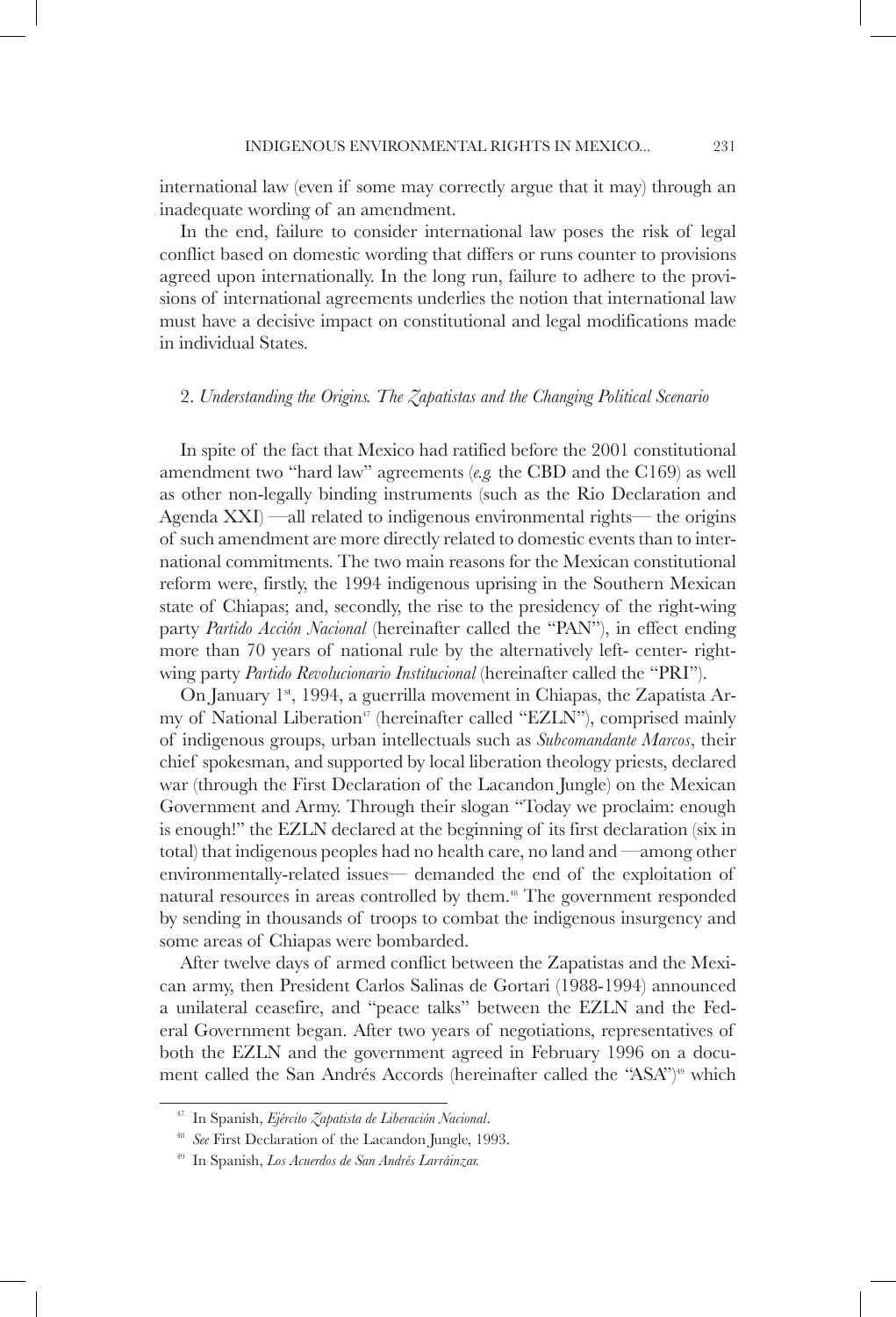international law (even if some may correctly argue that it may) through an inadequate wording of an amendment.

In the end, failure to consider international law poses the risk of legal conflict based on domestic wording that differs or runs counter to provisions agreed upon internationally. In the long run, failure to adhere to the provisions of international agreements underlies the notion that international law must have a decisive impact on constitutional and legal modifications made in individual States.

## 2. *Understanding the Origins. The Zapatistas and the Changing Political Scenario*

In spite of the fact that Mexico had ratified before the 2001 constitutional amendment two "hard law" agreements (*e.g.* the CBD and the C169) as well as other non-legally binding instruments (such as the Rio Declaration and Agenda XXI) —all related to indigenous environmental rights— the origins of such amendment are more directly related to domestic events than to international commitments. The two main reasons for the Mexican constitutional reform were, firstly, the 1994 indigenous uprising in the Southern Mexican state of Chiapas; and, secondly, the rise to the presidency of the right-wing party *Partido Acción Nacional* (hereinafter called the "PAN"), in effect ending more than 70 years of national rule by the alternatively left- center- right-wing party *Partido Revolucionario Institucional* (hereinafter called the "PRI").

On January 1st, 1994, a guerrilla movement in Chiapas, the Zapatista Army of National Liberation[47] (hereinafter called "EZLN"), comprised mainly of indigenous groups, urban intellectuals such as *Subcomandante Marcos*, their chief spokesman, and supported by local liberation theology priests, declared war (through the First Declaration of the Lacandon Jungle) on the Mexican Government and Army. Through their slogan "Today we proclaim: enough is enough!" the EZLN declared at the beginning of its first declaration (six in total) that indigenous peoples had no health care, no land and —among other environmentally-related issues— demanded the end of the exploitation of natural resources in areas controlled by them.[48] The government responded by sending in thousands of troops to combat the indigenous insurgency and some areas of Chiapas were bombarded.

After twelve days of armed conflict between the Zapatistas and the Mexican army, then President Carlos Salinas de Gortari (1988-1994) announced a unilateral ceasefire, and "peace talks" between the EZLN and the Federal Government began. After two years of negotiations, representatives of both the EZLN and the government agreed in February 1996 on a document called the San Andrés Accords (hereinafter called the "ASA")[49] which

---

[47] In Spanish, *Ejército Zapatista de Liberación Nacional*.

[48] *See* First Declaration of the Lacandon Jungle, 1993.

[49] In Spanish, *Los Acuerdos de San Andrés Larráinzar.*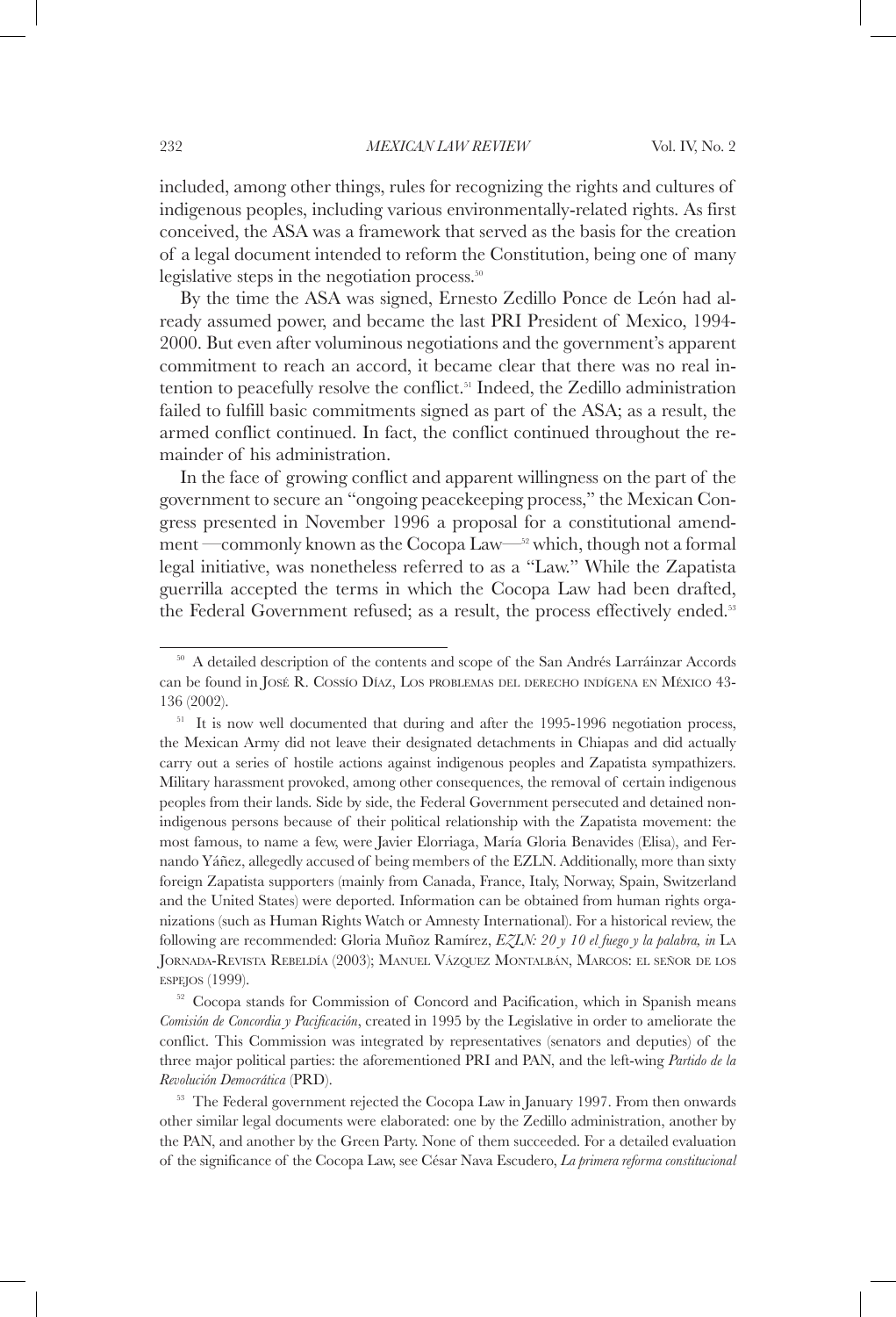included, among other things, rules for recognizing the rights and cultures of indigenous peoples, including various environmentally-related rights. As first conceived, the ASA was a framework that served as the basis for the creation of a legal document intended to reform the Constitution, being one of many legislative steps in the negotiation process.[50]

By the time the ASA was signed, Ernesto Zedillo Ponce de León had already assumed power, and became the last PRI President of Mexico, 1994-2000. But even after voluminous negotiations and the government's apparent commitment to reach an accord, it became clear that there was no real intention to peacefully resolve the conflict.[51] Indeed, the Zedillo administration failed to fulfill basic commitments signed as part of the ASA; as a result, the armed conflict continued. In fact, the conflict continued throughout the remainder of his administration.

In the face of growing conflict and apparent willingness on the part of the government to secure an "ongoing peacekeeping process," the Mexican Congress presented in November 1996 a proposal for a constitutional amendment —commonly known as the Cocopa Law—[52] which, though not a formal legal initiative, was nonetheless referred to as a "Law." While the Zapatista guerrilla accepted the terms in which the Cocopa Law had been drafted, the Federal Government refused; as a result, the process effectively ended.[53]

---

[50] A detailed description of the contents and scope of the San Andrés Larráinzar Accords can be found in José R. Cossío Díaz, Los problemas del derecho indígena en México 43-136 (2002).

[51] It is now well documented that during and after the 1995-1996 negotiation process, the Mexican Army did not leave their designated detachments in Chiapas and did actually carry out a series of hostile actions against indigenous peoples and Zapatista sympathizers. Military harassment provoked, among other consequences, the removal of certain indigenous peoples from their lands. Side by side, the Federal Government persecuted and detained non-indigenous persons because of their political relationship with the Zapatista movement: the most famous, to name a few, were Javier Elorriaga, María Gloria Benavides (Elisa), and Fernando Yáñez, allegedly accused of being members of the EZLN. Additionally, more than sixty foreign Zapatista supporters (mainly from Canada, France, Italy, Norway, Spain, Switzerland and the United States) were deported. Information can be obtained from human rights organizations (such as Human Rights Watch or Amnesty International). For a historical review, the following are recommended: Gloria Muñoz Ramírez, *EZLN: 20 y 10 el fuego y la palabra, in* La Jornada-Revista Rebeldía (2003); Manuel Vázquez Montalbán, Marcos: el señor de los espejos (1999).

[52] Cocopa stands for Commission of Concord and Pacification, which in Spanish means *Comisión de Concordia y Pacificación*, created in 1995 by the Legislative in order to ameliorate the conflict. This Commission was integrated by representatives (senators and deputies) of the three major political parties: the aforementioned PRI and PAN, and the left-wing *Partido de la Revolución Democrática* (PRD).

[53] The Federal government rejected the Cocopa Law in January 1997. From then onwards other similar legal documents were elaborated: one by the Zedillo administration, another by the PAN, and another by the Green Party. None of them succeeded. For a detailed evaluation of the significance of the Cocopa Law, see César Nava Escudero, *La primera reforma constitucional*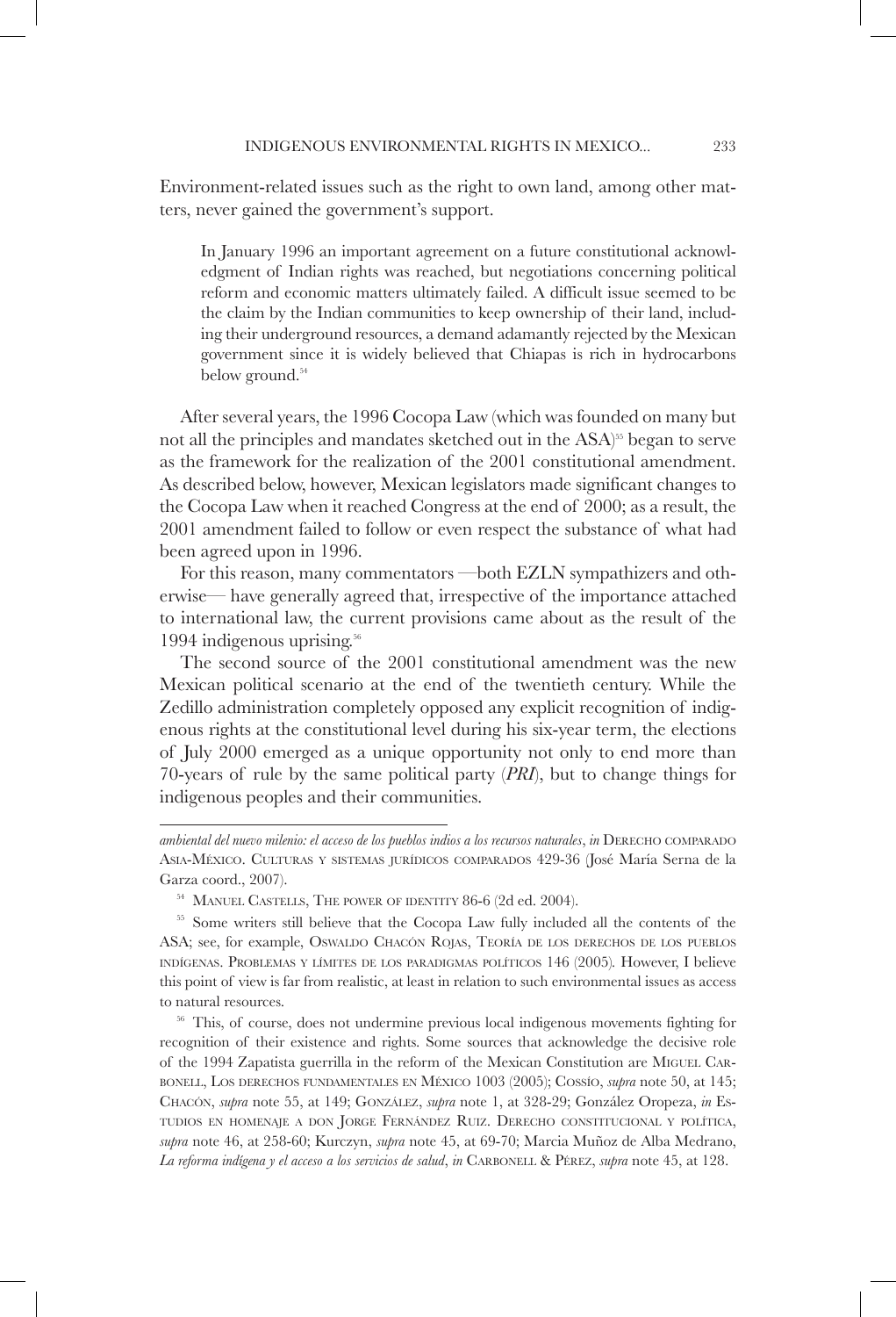Environment-related issues such as the right to own land, among other matters, never gained the government's support.

> In January 1996 an important agreement on a future constitutional acknowledgment of Indian rights was reached, but negotiations concerning political reform and economic matters ultimately failed. A difficult issue seemed to be the claim by the Indian communities to keep ownership of their land, including their underground resources, a demand adamantly rejected by the Mexican government since it is widely believed that Chiapas is rich in hydrocarbons below ground.[54]

After several years, the 1996 Cocopa Law (which was founded on many but not all the principles and mandates sketched out in the ASA)[55] began to serve as the framework for the realization of the 2001 constitutional amendment. As described below, however, Mexican legislators made significant changes to the Cocopa Law when it reached Congress at the end of 2000; as a result, the 2001 amendment failed to follow or even respect the substance of what had been agreed upon in 1996.

For this reason, many commentators —both EZLN sympathizers and otherwise— have generally agreed that, irrespective of the importance attached to international law, the current provisions came about as the result of the 1994 indigenous uprising.[56]

The second source of the 2001 constitutional amendment was the new Mexican political scenario at the end of the twentieth century. While the Zedillo administration completely opposed any explicit recognition of indigenous rights at the constitutional level during his six-year term, the elections of July 2000 emerged as a unique opportunity not only to end more than 70-years of rule by the same political party (*PRI*), but to change things for indigenous peoples and their communities.

---

*ambiental del nuevo milenio: el acceso de los pueblos indios a los recursos naturales*, *in* Derecho comparado Asia-México. Culturas y sistemas jurídicos comparados 429-36 (José María Serna de la Garza coord., 2007).

[54] Manuel Castells, The power of identity 86-6 (2d ed. 2004).

[55] Some writers still believe that the Cocopa Law fully included all the contents of the ASA; see, for example, Oswaldo Chacón Rojas, Teoría de los derechos de los pueblos indígenas. Problemas y límites de los paradigmas políticos 146 (2005). However, I believe this point of view is far from realistic, at least in relation to such environmental issues as access to natural resources.

[56] This, of course, does not undermine previous local indigenous movements fighting for recognition of their existence and rights. Some sources that acknowledge the decisive role of the 1994 Zapatista guerrilla in the reform of the Mexican Constitution are Miguel Carbonell, Los derechos fundamentales en México 1003 (2005); Cossío, *supra* note 50, at 145; Chacón, *supra* note 55, at 149; González, *supra* note 1, at 328-29; González Oropeza, *in* Estudios en homenaje a don Jorge Fernández Ruiz. Derecho constitucional y política, *supra* note 46, at 258-60; Kurczyn, *supra* note 45, at 69-70; Marcia Muñoz de Alba Medrano, *La reforma indígena y el acceso a los servicios de salud*, *in* Carbonell & Pérez, *supra* note 45, at 128.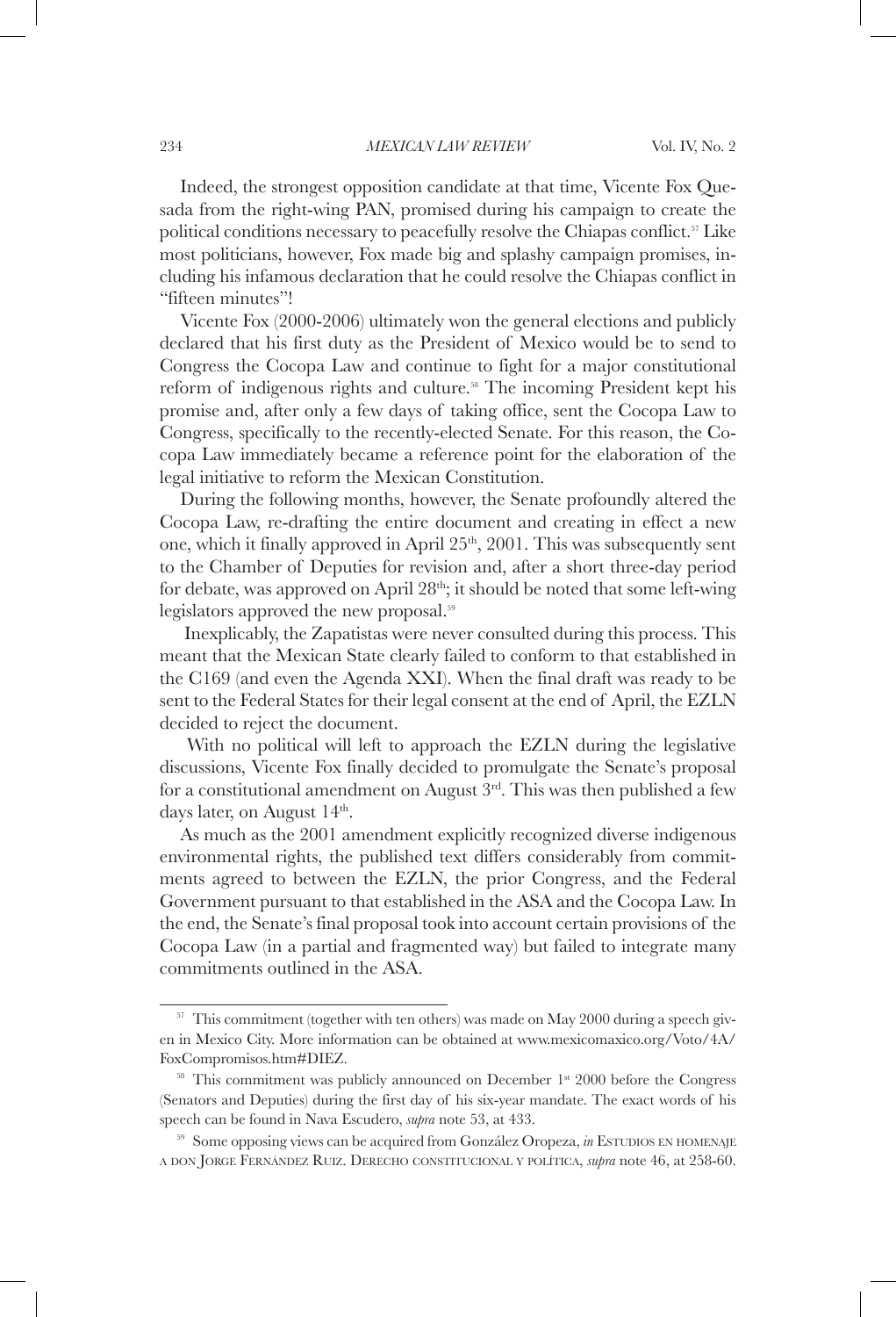Indeed, the strongest opposition candidate at that time, Vicente Fox Quesada from the right-wing PAN, promised during his campaign to create the political conditions necessary to peacefully resolve the Chiapas conflict.[57] Like most politicians, however, Fox made big and splashy campaign promises, including his infamous declaration that he could resolve the Chiapas conflict in "fifteen minutes"!

Vicente Fox (2000-2006) ultimately won the general elections and publicly declared that his first duty as the President of Mexico would be to send to Congress the Cocopa Law and continue to fight for a major constitutional reform of indigenous rights and culture.[58] The incoming President kept his promise and, after only a few days of taking office, sent the Cocopa Law to Congress, specifically to the recently-elected Senate. For this reason, the Cocopa Law immediately became a reference point for the elaboration of the legal initiative to reform the Mexican Constitution.

During the following months, however, the Senate profoundly altered the Cocopa Law, re-drafting the entire document and creating in effect a new one, which it finally approved in April 25th, 2001. This was subsequently sent to the Chamber of Deputies for revision and, after a short three-day period for debate, was approved on April 28th; it should be noted that some left-wing legislators approved the new proposal.[59]

Inexplicably, the Zapatistas were never consulted during this process. This meant that the Mexican State clearly failed to conform to that established in the C169 (and even the Agenda XXI). When the final draft was ready to be sent to the Federal States for their legal consent at the end of April, the EZLN decided to reject the document.

With no political will left to approach the EZLN during the legislative discussions, Vicente Fox finally decided to promulgate the Senate's proposal for a constitutional amendment on August 3rd. This was then published a few days later, on August 14th.

As much as the 2001 amendment explicitly recognized diverse indigenous environmental rights, the published text differs considerably from commitments agreed to between the EZLN, the prior Congress, and the Federal Government pursuant to that established in the ASA and the Cocopa Law. In the end, the Senate's final proposal took into account certain provisions of the Cocopa Law (in a partial and fragmented way) but failed to integrate many commitments outlined in the ASA.

---

[57] This commitment (together with ten others) was made on May 2000 during a speech given in Mexico City. More information can be obtained at www.mexicomaxico.org/Voto/4A/FoxCompromisos.htm#DIEZ.

[58] This commitment was publicly announced on December 1st 2000 before the Congress (Senators and Deputies) during the first day of his six-year mandate. The exact words of his speech can be found in Nava Escudero, *supra* note 53, at 433.

[59] Some opposing views can be acquired from González Oropeza, *in* ESTUDIOS EN HOMENAJE A DON JORGE FERNÁNDEZ RUIZ. DERECHO CONSTITUCIONAL Y POLÍTICA, *supra* note 46, at 258-60.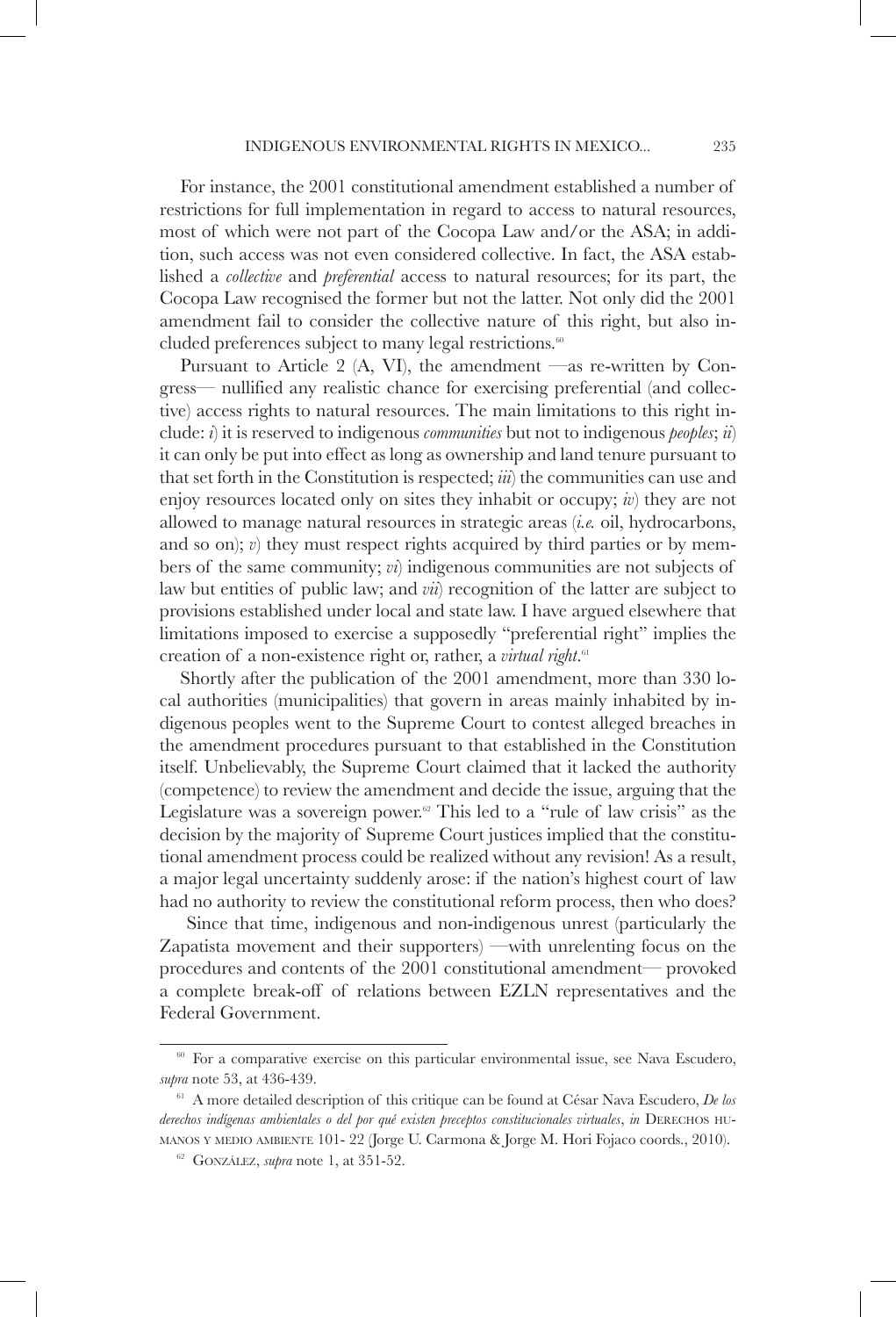For instance, the 2001 constitutional amendment established a number of restrictions for full implementation in regard to access to natural resources, most of which were not part of the Cocopa Law and/or the ASA; in addition, such access was not even considered collective. In fact, the ASA established a *collective* and *preferential* access to natural resources; for its part, the Cocopa Law recognised the former but not the latter. Not only did the 2001 amendment fail to consider the collective nature of this right, but also included preferences subject to many legal restrictions.[60]

Pursuant to Article 2 (A, VI), the amendment —as re-written by Congress— nullified any realistic chance for exercising preferential (and collective) access rights to natural resources. The main limitations to this right include: *i*) it is reserved to indigenous *communities* but not to indigenous *peoples*; *ii*) it can only be put into effect as long as ownership and land tenure pursuant to that set forth in the Constitution is respected; *iii*) the communities can use and enjoy resources located only on sites they inhabit or occupy; *iv*) they are not allowed to manage natural resources in strategic areas (*i.e.* oil, hydrocarbons, and so on); *v*) they must respect rights acquired by third parties or by members of the same community; *vi*) indigenous communities are not subjects of law but entities of public law; and *vii*) recognition of the latter are subject to provisions established under local and state law. I have argued elsewhere that limitations imposed to exercise a supposedly "preferential right" implies the creation of a non-existence right or, rather, a *virtual right*.[61]

Shortly after the publication of the 2001 amendment, more than 330 local authorities (municipalities) that govern in areas mainly inhabited by indigenous peoples went to the Supreme Court to contest alleged breaches in the amendment procedures pursuant to that established in the Constitution itself. Unbelievably, the Supreme Court claimed that it lacked the authority (competence) to review the amendment and decide the issue, arguing that the Legislature was a sovereign power.[62] This led to a "rule of law crisis" as the decision by the majority of Supreme Court justices implied that the constitutional amendment process could be realized without any revision! As a result, a major legal uncertainty suddenly arose: if the nation's highest court of law had no authority to review the constitutional reform process, then who does?

Since that time, indigenous and non-indigenous unrest (particularly the Zapatista movement and their supporters) —with unrelenting focus on the procedures and contents of the 2001 constitutional amendment— provoked a complete break-off of relations between EZLN representatives and the Federal Government.

---

[60] For a comparative exercise on this particular environmental issue, see Nava Escudero, *supra* note 53, at 436-439.

[61] A more detailed description of this critique can be found at César Nava Escudero, *De los derechos indígenas ambientales o del por qué existen preceptos constitucionales virtuales*, *in* Derechos humanos y medio ambiente 101- 22 (Jorge U. Carmona & Jorge M. Hori Fojaco coords., 2010).

[62] González, *supra* note 1, at 351-52.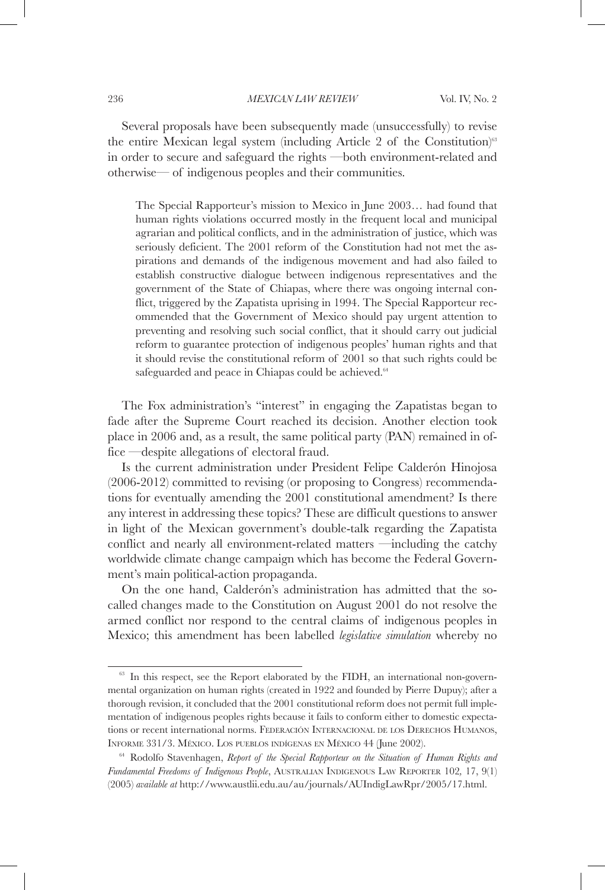Several proposals have been subsequently made (unsuccessfully) to revise the entire Mexican legal system (including Article 2 of the Constitution)[63] in order to secure and safeguard the rights —both environment-related and otherwise— of indigenous peoples and their communities.

> The Special Rapporteur's mission to Mexico in June 2003… had found that human rights violations occurred mostly in the frequent local and municipal agrarian and political conflicts, and in the administration of justice, which was seriously deficient. The 2001 reform of the Constitution had not met the aspirations and demands of the indigenous movement and had also failed to establish constructive dialogue between indigenous representatives and the government of the State of Chiapas, where there was ongoing internal conflict, triggered by the Zapatista uprising in 1994. The Special Rapporteur recommended that the Government of Mexico should pay urgent attention to preventing and resolving such social conflict, that it should carry out judicial reform to guarantee protection of indigenous peoples' human rights and that it should revise the constitutional reform of 2001 so that such rights could be safeguarded and peace in Chiapas could be achieved.[64]

The Fox administration's "interest" in engaging the Zapatistas began to fade after the Supreme Court reached its decision. Another election took place in 2006 and, as a result, the same political party (PAN) remained in office —despite allegations of electoral fraud.

Is the current administration under President Felipe Calderón Hinojosa (2006-2012) committed to revising (or proposing to Congress) recommendations for eventually amending the 2001 constitutional amendment? Is there any interest in addressing these topics? These are difficult questions to answer in light of the Mexican government's double-talk regarding the Zapatista conflict and nearly all environment-related matters —including the catchy worldwide climate change campaign which has become the Federal Government's main political-action propaganda.

On the one hand, Calderón's administration has admitted that the so-called changes made to the Constitution on August 2001 do not resolve the armed conflict nor respond to the central claims of indigenous peoples in Mexico; this amendment has been labelled *legislative simulation* whereby no

---

[63] In this respect, see the Report elaborated by the FIDH, an international non-governmental organization on human rights (created in 1922 and founded by Pierre Dupuy); after a thorough revision, it concluded that the 2001 constitutional reform does not permit full implementation of indigenous peoples rights because it fails to conform either to domestic expectations or recent international norms. Federación Internacional de los Derechos Humanos, Informe 331/3. México. Los pueblos indígenas en México 44 (June 2002).

[64] Rodolfo Stavenhagen, *Report of the Special Rapporteur on the Situation of Human Rights and Fundamental Freedoms of Indigenous People*, Australian Indigenous Law Reporter 102, 17, 9(1) (2005) *available at* http://www.austlii.edu.au/au/journals/AUIndigLawRpr/2005/17.html.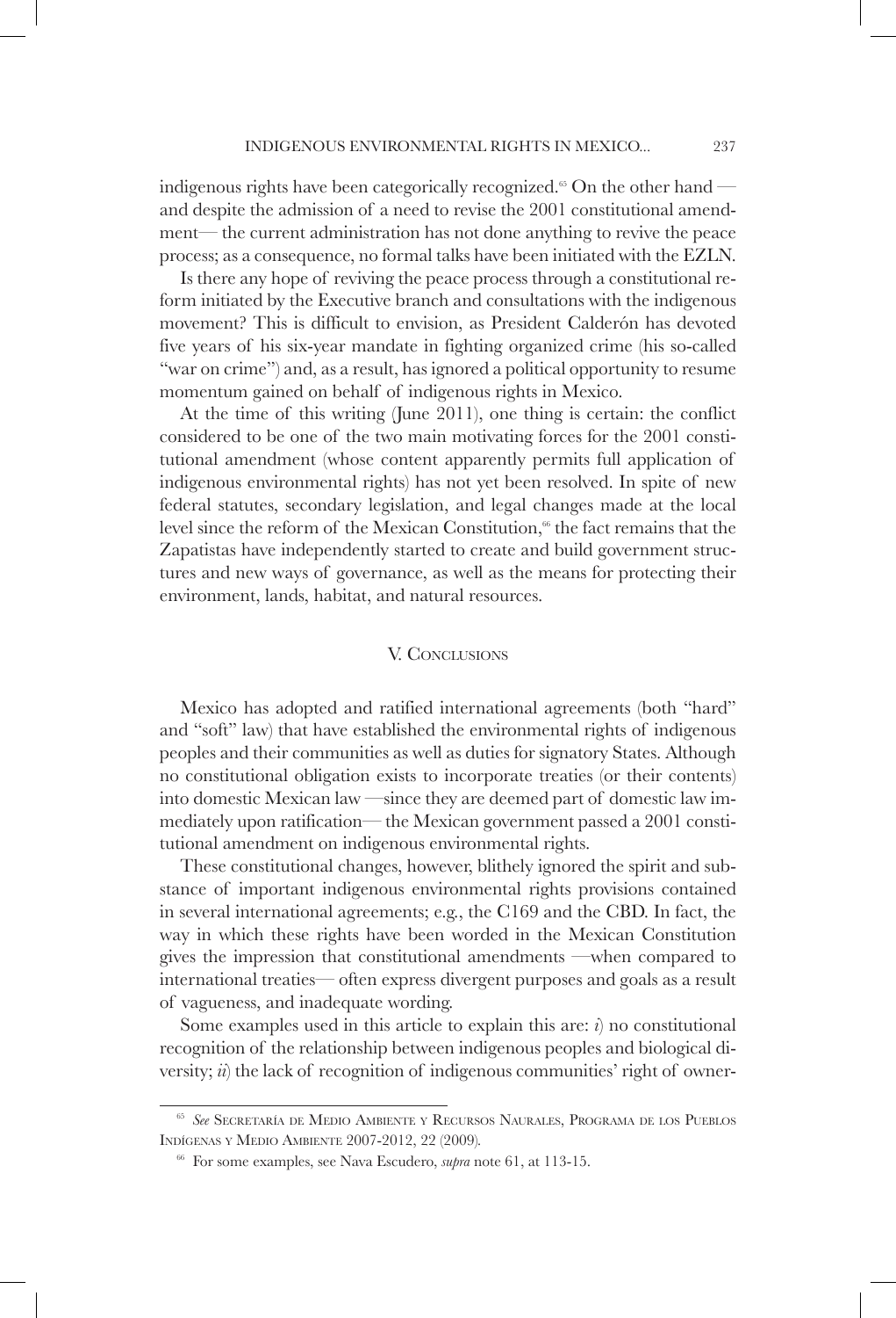indigenous rights have been categorically recognized.[65] On the other hand —and despite the admission of a need to revise the 2001 constitutional amendment— the current administration has not done anything to revive the peace process; as a consequence, no formal talks have been initiated with the EZLN.

Is there any hope of reviving the peace process through a constitutional reform initiated by the Executive branch and consultations with the indigenous movement? This is difficult to envision, as President Calderón has devoted five years of his six-year mandate in fighting organized crime (his so-called "war on crime") and, as a result, has ignored a political opportunity to resume momentum gained on behalf of indigenous rights in Mexico.

At the time of this writing (June 2011), one thing is certain: the conflict considered to be one of the two main motivating forces for the 2001 constitutional amendment (whose content apparently permits full application of indigenous environmental rights) has not yet been resolved. In spite of new federal statutes, secondary legislation, and legal changes made at the local level since the reform of the Mexican Constitution,[66] the fact remains that the Zapatistas have independently started to create and build government structures and new ways of governance, as well as the means for protecting their environment, lands, habitat, and natural resources.

## V. Conclusions

Mexico has adopted and ratified international agreements (both "hard" and "soft" law) that have established the environmental rights of indigenous peoples and their communities as well as duties for signatory States. Although no constitutional obligation exists to incorporate treaties (or their contents) into domestic Mexican law —since they are deemed part of domestic law immediately upon ratification— the Mexican government passed a 2001 constitutional amendment on indigenous environmental rights.

These constitutional changes, however, blithely ignored the spirit and substance of important indigenous environmental rights provisions contained in several international agreements; e.g., the C169 and the CBD. In fact, the way in which these rights have been worded in the Mexican Constitution gives the impression that constitutional amendments —when compared to international treaties— often express divergent purposes and goals as a result of vagueness, and inadequate wording.

Some examples used in this article to explain this are: *i*) no constitutional recognition of the relationship between indigenous peoples and biological diversity; *ii*) the lack of recognition of indigenous communities' right of owner-

---

[65] *See* Secretaría de Medio Ambiente y Recursos Naurales, Programa de los Pueblos Indígenas y Medio Ambiente 2007-2012, 22 (2009).

[66] For some examples, see Nava Escudero, *supra* note 61, at 113-15.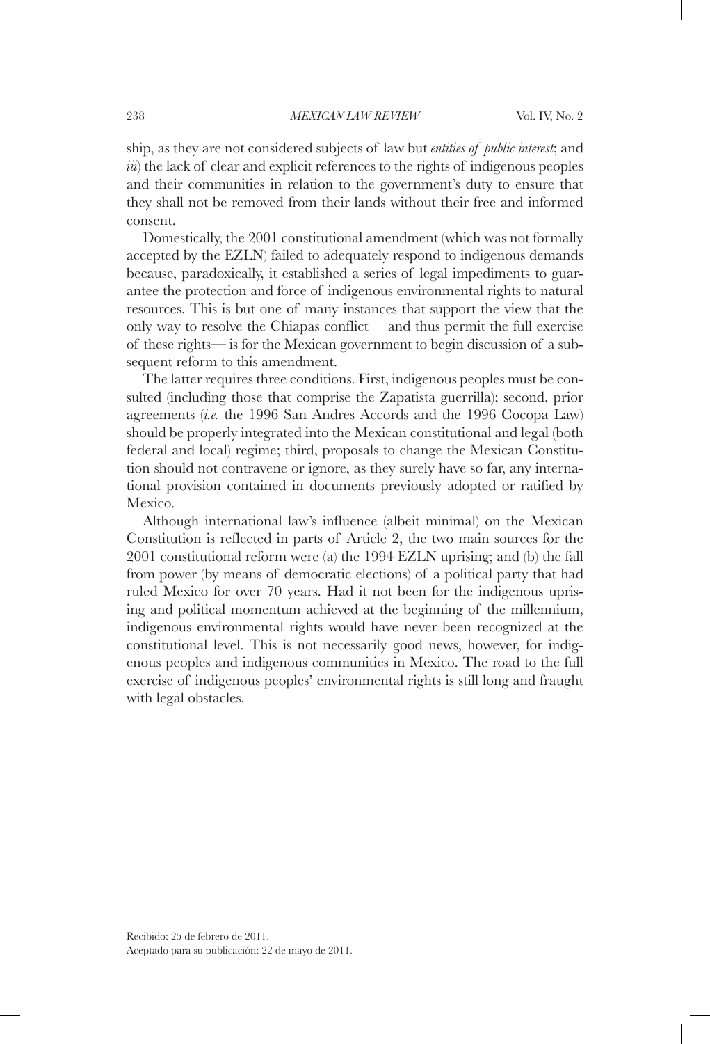ship, as they are not considered subjects of law but *entities of public interest*; and *iii*) the lack of clear and explicit references to the rights of indigenous peoples and their communities in relation to the government's duty to ensure that they shall not be removed from their lands without their free and informed consent.

Domestically, the 2001 constitutional amendment (which was not formally accepted by the EZLN) failed to adequately respond to indigenous demands because, paradoxically, it established a series of legal impediments to guarantee the protection and force of indigenous environmental rights to natural resources. This is but one of many instances that support the view that the only way to resolve the Chiapas conflict —and thus permit the full exercise of these rights— is for the Mexican government to begin discussion of a subsequent reform to this amendment.

The latter requires three conditions. First, indigenous peoples must be consulted (including those that comprise the Zapatista guerrilla); second, prior agreements (*i.e.* the 1996 San Andres Accords and the 1996 Cocopa Law) should be properly integrated into the Mexican constitutional and legal (both federal and local) regime; third, proposals to change the Mexican Constitution should not contravene or ignore, as they surely have so far, any international provision contained in documents previously adopted or ratified by Mexico.

Although international law's influence (albeit minimal) on the Mexican Constitution is reflected in parts of Article 2, the two main sources for the 2001 constitutional reform were (a) the 1994 EZLN uprising; and (b) the fall from power (by means of democratic elections) of a political party that had ruled Mexico for over 70 years. Had it not been for the indigenous uprising and political momentum achieved at the beginning of the millennium, indigenous environmental rights would have never been recognized at the constitutional level. This is not necessarily good news, however, for indigenous peoples and indigenous communities in Mexico. The road to the full exercise of indigenous peoples' environmental rights is still long and fraught with legal obstacles.

Recibido: 25 de febrero de 2011.
Aceptado para su publicación: 22 de mayo de 2011.